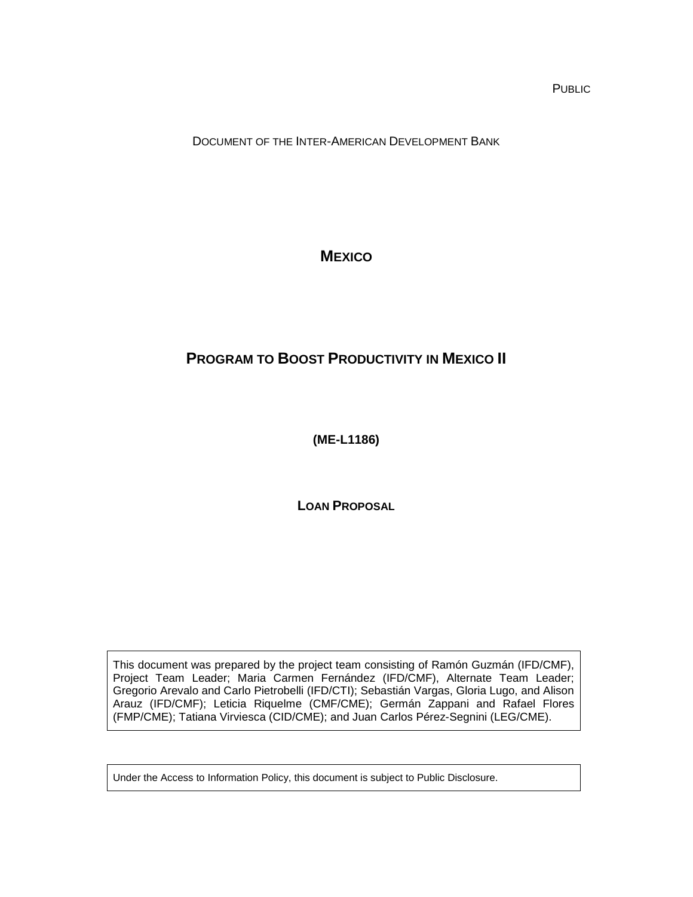PUBLIC

DOCUMENT OF THE INTER-AMERICAN DEVELOPMENT BANK

# MEXICO

# PROGRAM TO BOOST PRODUCTIVITY IN MEXICO II

**(ME-L1186)**

**LOAN PROPOSAL**

This document was prepared by the project team consisting of Ramón Guzmán (IFD/CMF), Project Team Leader; Maria Carmen Fernández (IFD/CMF), Alternate Team Leader; Gregorio Arevalo and Carlo Pietrobelli (IFD/CTI); Sebastián Vargas, Gloria Lugo, and Alison Arauz (IFD/CMF); Leticia Riquelme (CMF/CME); Germán Zappani and Rafael Flores (FMP/CME); Tatiana Virviesca (CID/CME); and Juan Carlos Pérez-Segnini (LEG/CME).

Under the Access to Information Policy, this document is subject to Public Disclosure.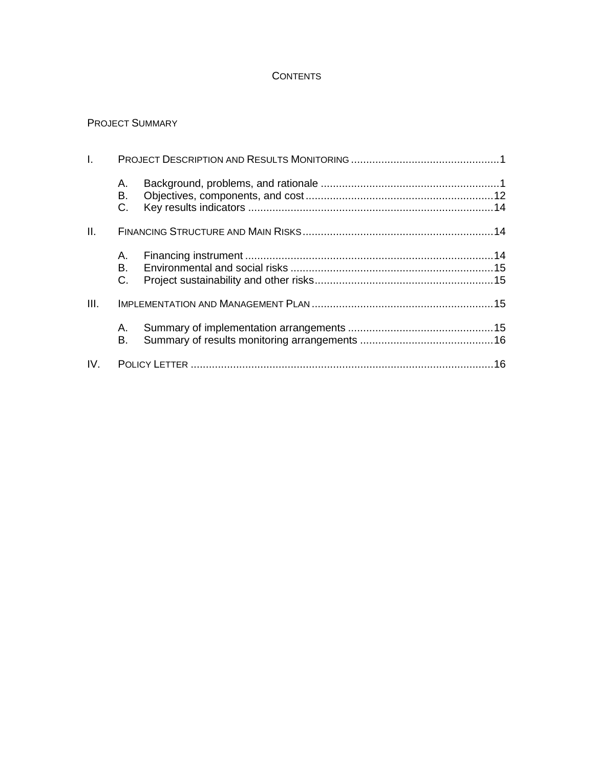# CONTENTS

PROJECT SUMMARY

I. PROJECT DESCRIPTION AND RESULTS MONITORING ....................................................1

- A. Background, problems, and rationale ....................................................1
- B. Objectives, components, and cost ....................................................12
- C. Key results indicators ....................................................14

II. FINANCING STRUCTURE AND MAIN RISKS ....................................................14

- A. Financing instrument ....................................................14
- B. Environmental and social risks ....................................................15
- C. Project sustainability and other risks ....................................................15

III. IMPLEMENTATION AND MANAGEMENT PLAN ....................................................15

- A. Summary of implementation arrangements ....................................................15
- B. Summary of results monitoring arrangements ....................................................16

IV. POLICY LETTER ....................................................16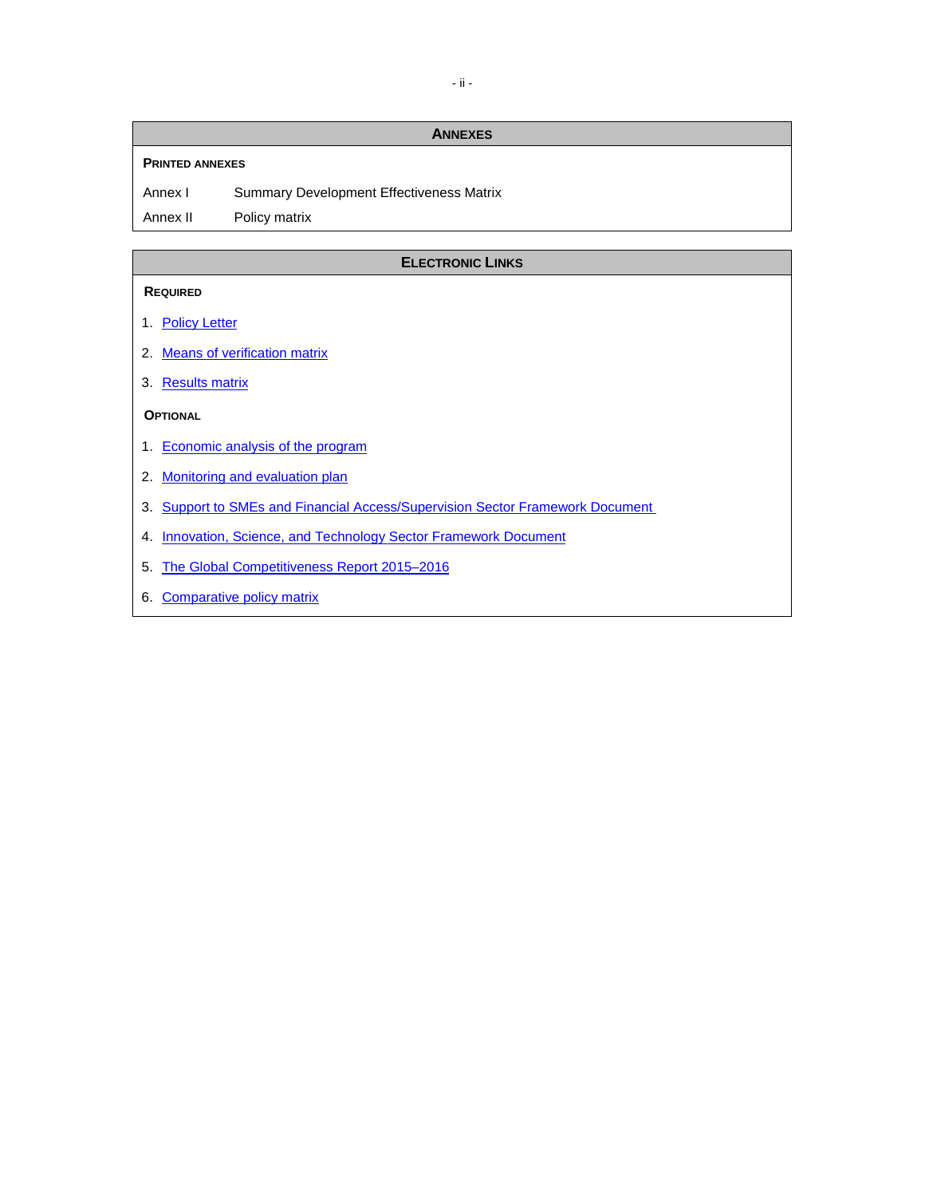## ANNEXES

**PRINTED ANNEXES**

| | |
|---|---|
| Annex I | Summary Development Effectiveness Matrix |
| Annex II | Policy matrix |

## ELECTRONIC LINKS

**REQUIRED**

1. Policy Letter
2. Means of verification matrix
3. Results matrix

**OPTIONAL**

1. Economic analysis of the program
2. Monitoring and evaluation plan
3. Support to SMEs and Financial Access/Supervision Sector Framework Document
4. Innovation, Science, and Technology Sector Framework Document
5. The Global Competitiveness Report 2015–2016
6. Comparative policy matrix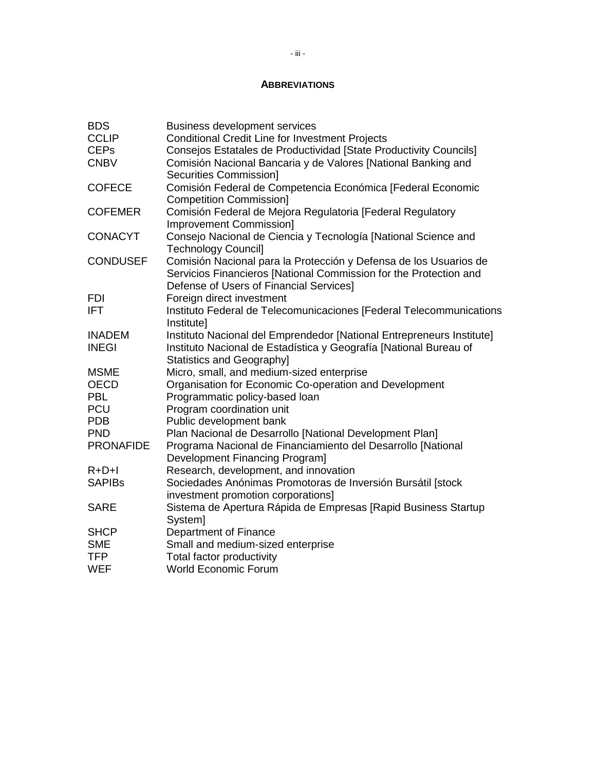## ABBREVIATIONS

| | |
|---|---|
| BDS | Business development services |
| CCLIP | Conditional Credit Line for Investment Projects |
| CEPs | Consejos Estatales de Productividad [State Productivity Councils] |
| CNBV | Comisión Nacional Bancaria y de Valores [National Banking and Securities Commission] |
| COFECE | Comisión Federal de Competencia Económica [Federal Economic Competition Commission] |
| COFEMER | Comisión Federal de Mejora Regulatoria [Federal Regulatory Improvement Commission] |
| CONACYT | Consejo Nacional de Ciencia y Tecnología [National Science and Technology Council] |
| CONDUSEF | Comisión Nacional para la Protección y Defensa de los Usuarios de Servicios Financieros [National Commission for the Protection and Defense of Users of Financial Services] |
| FDI | Foreign direct investment |
| IFT | Instituto Federal de Telecomunicaciones [Federal Telecommunications Institute] |
| INADEM | Instituto Nacional del Emprendedor [National Entrepreneurs Institute] |
| INEGI | Instituto Nacional de Estadística y Geografía [National Bureau of Statistics and Geography] |
| MSME | Micro, small, and medium-sized enterprise |
| OECD | Organisation for Economic Co-operation and Development |
| PBL | Programmatic policy-based loan |
| PCU | Program coordination unit |
| PDB | Public development bank |
| PND | Plan Nacional de Desarrollo [National Development Plan] |
| PRONAFIDE | Programa Nacional de Financiamiento del Desarrollo [National Development Financing Program] |
| R+D+I | Research, development, and innovation |
| SAPIBs | Sociedades Anónimas Promotoras de Inversión Bursátil [stock investment promotion corporations] |
| SARE | Sistema de Apertura Rápida de Empresas [Rapid Business Startup System] |
| SHCP | Department of Finance |
| SME | Small and medium-sized enterprise |
| TFP | Total factor productivity |
| WEF | World Economic Forum |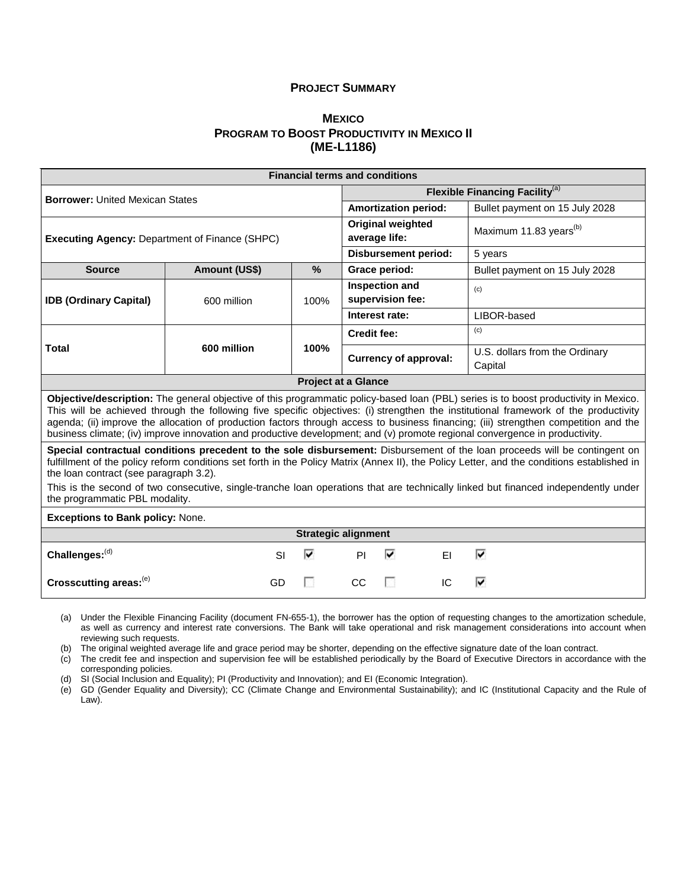## PROJECT SUMMARY

## MEXICO
## PROGRAM TO BOOST PRODUCTIVITY IN MEXICO II
## (ME-L1186)

| Financial terms and conditions | | | | |
|---|---|---|---|---|
| **Borrower:** United Mexican States | | | **Flexible Financing Facility**[a] | |
| | | | **Amortization period:** | Bullet payment on 15 July 2028 |
| **Executing Agency:** Department of Finance (SHPC) | | | **Original weighted average life:** | Maximum 11.83 years[b] |
| | | | **Disbursement period:** | 5 years |
| **Source** | **Amount (US$)** | **%** | **Grace period:** | Bullet payment on 15 July 2028 |
| **IDB (Ordinary Capital)** | 600 million | 100% | **Inspection and supervision fee:** | [c] |
| | | | **Interest rate:** | LIBOR-based |
| **Total** | **600 million** | **100%** | **Credit fee:** | [c] |
| | | | **Currency of approval:** | U.S. dollars from the Ordinary Capital |

**Project at a Glance**

**Objective/description:** The general objective of this programmatic policy-based loan (PBL) series is to boost productivity in Mexico. This will be achieved through the following five specific objectives: (i) strengthen the institutional framework of the productivity agenda; (ii) improve the allocation of production factors through access to business financing; (iii) strengthen competition and the business climate; (iv) improve innovation and productive development; and (v) promote regional convergence in productivity.

**Special contractual conditions precedent to the sole disbursement:** Disbursement of the loan proceeds will be contingent on fulfillment of the policy reform conditions set forth in the Policy Matrix (Annex II), the Policy Letter, and the conditions established in the loan contract (see paragraph 3.2).

This is the second of two consecutive, single-tranche loan operations that are technically linked but financed independently under the programmatic PBL modality.

**Exceptions to Bank policy:** None.

**Strategic alignment**

| | | | | | | |
|---|---|---|---|---|---|---|
| **Challenges:**[d] | SI | ☑ | PI | ☑ | EI | ☑ |
| **Crosscutting areas:**[e] | GD | ☐ | CC | ☐ | IC | ☑ |

(a) Under the Flexible Financing Facility (document FN-655-1), the borrower has the option of requesting changes to the amortization schedule, as well as currency and interest rate conversions. The Bank will take operational and risk management considerations into account when reviewing such requests.

(b) The original weighted average life and grace period may be shorter, depending on the effective signature date of the loan contract.

(c) The credit fee and inspection and supervision fee will be established periodically by the Board of Executive Directors in accordance with the corresponding policies.

(d) SI (Social Inclusion and Equality); PI (Productivity and Innovation); and EI (Economic Integration).

(e) GD (Gender Equality and Diversity); CC (Climate Change and Environmental Sustainability); and IC (Institutional Capacity and the Rule of Law).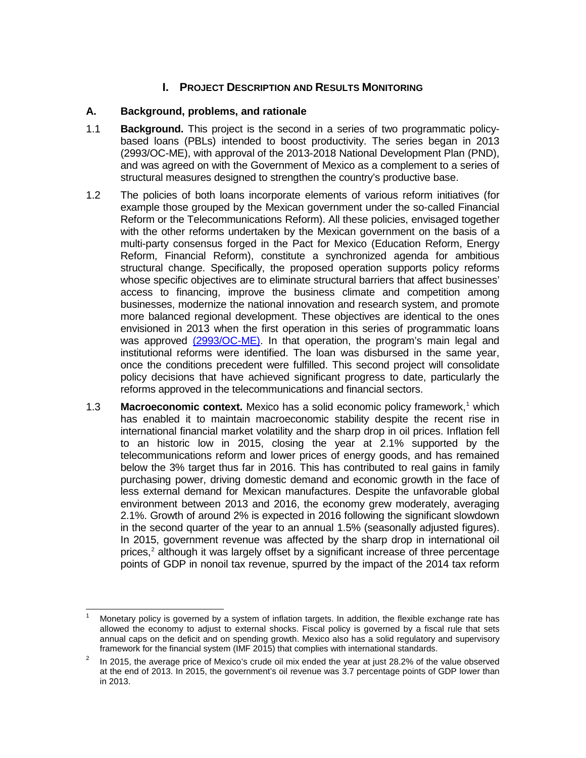# I. PROJECT DESCRIPTION AND RESULTS MONITORING

## A. Background, problems, and rationale

1.1 **Background.** This project is the second in a series of two programmatic policy-based loans (PBLs) intended to boost productivity. The series began in 2013 (2993/OC-ME), with approval of the 2013-2018 National Development Plan (PND), and was agreed on with the Government of Mexico as a complement to a series of structural measures designed to strengthen the country's productive base.

1.2 The policies of both loans incorporate elements of various reform initiatives (for example those grouped by the Mexican government under the so-called Financial Reform or the Telecommunications Reform). All these policies, envisaged together with the other reforms undertaken by the Mexican government on the basis of a multi-party consensus forged in the Pact for Mexico (Education Reform, Energy Reform, Financial Reform), constitute a synchronized agenda for ambitious structural change. Specifically, the proposed operation supports policy reforms whose specific objectives are to eliminate structural barriers that affect businesses' access to financing, improve the business climate and competition among businesses, modernize the national innovation and research system, and promote more balanced regional development. These objectives are identical to the ones envisioned in 2013 when the first operation in this series of programmatic loans was approved (2993/OC-ME). In that operation, the program's main legal and institutional reforms were identified. The loan was disbursed in the same year, once the conditions precedent were fulfilled. This second project will consolidate policy decisions that have achieved significant progress to date, particularly the reforms approved in the telecommunications and financial sectors.

1.3 **Macroeconomic context.** Mexico has a solid economic policy framework,[1] which has enabled it to maintain macroeconomic stability despite the recent rise in international financial market volatility and the sharp drop in oil prices. Inflation fell to an historic low in 2015, closing the year at 2.1% supported by the telecommunications reform and lower prices of energy goods, and has remained below the 3% target thus far in 2016. This has contributed to real gains in family purchasing power, driving domestic demand and economic growth in the face of less external demand for Mexican manufactures. Despite the unfavorable global environment between 2013 and 2016, the economy grew moderately, averaging 2.1%. Growth of around 2% is expected in 2016 following the significant slowdown in the second quarter of the year to an annual 1.5% (seasonally adjusted figures). In 2015, government revenue was affected by the sharp drop in international oil prices,[2] although it was largely offset by a significant increase of three percentage points of GDP in nonoil tax revenue, spurred by the impact of the 2014 tax reform

---

[1] Monetary policy is governed by a system of inflation targets. In addition, the flexible exchange rate has allowed the economy to adjust to external shocks. Fiscal policy is governed by a fiscal rule that sets annual caps on the deficit and on spending growth. Mexico also has a solid regulatory and supervisory framework for the financial system (IMF 2015) that complies with international standards.

[2] In 2015, the average price of Mexico's crude oil mix ended the year at just 28.2% of the value observed at the end of 2013. In 2015, the government's oil revenue was 3.7 percentage points of GDP lower than in 2013.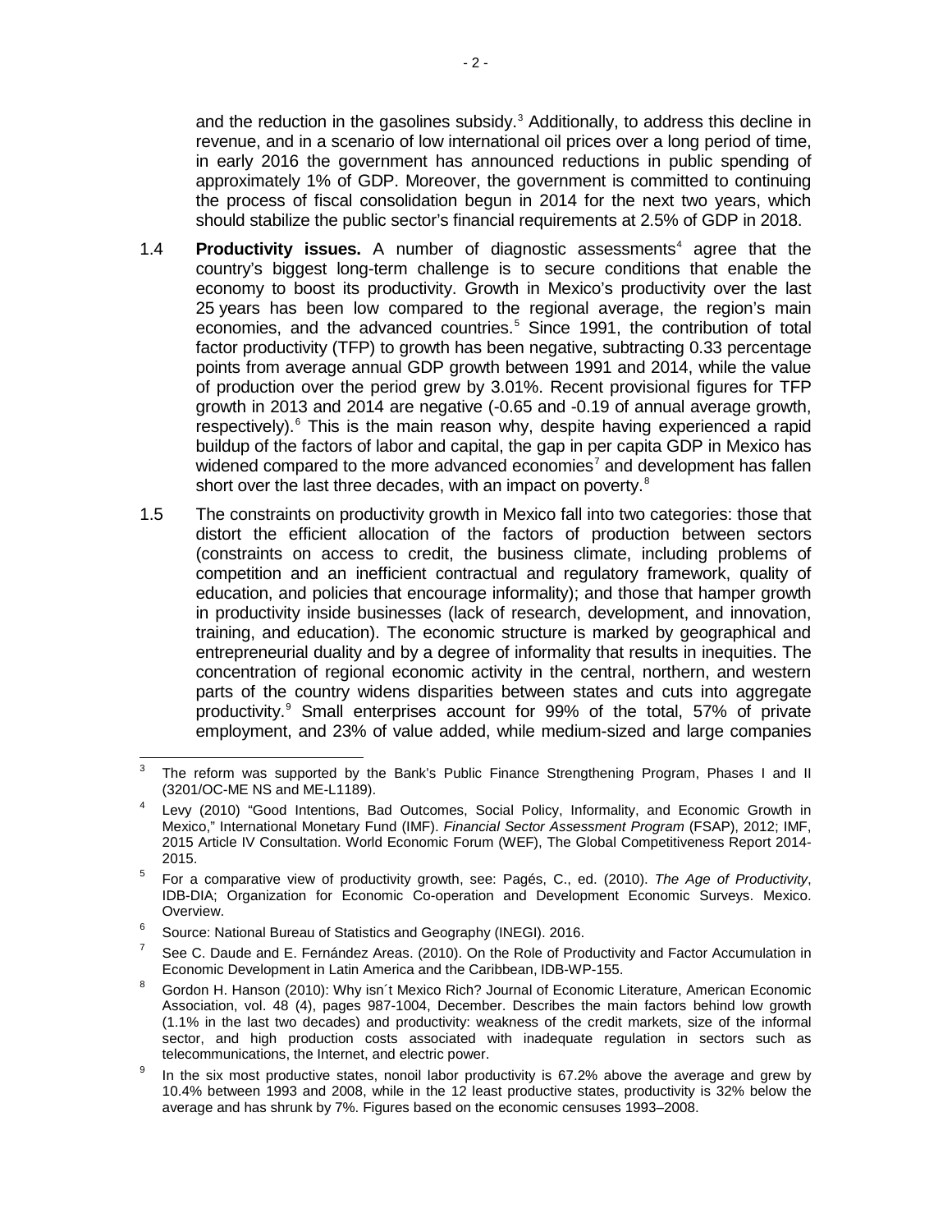and the reduction in the gasolines subsidy.[3] Additionally, to address this decline in revenue, and in a scenario of low international oil prices over a long period of time, in early 2016 the government has announced reductions in public spending of approximately 1% of GDP. Moreover, the government is committed to continuing the process of fiscal consolidation begun in 2014 for the next two years, which should stabilize the public sector's financial requirements at 2.5% of GDP in 2018.

1.4 **Productivity issues.** A number of diagnostic assessments[4] agree that the country's biggest long-term challenge is to secure conditions that enable the economy to boost its productivity. Growth in Mexico's productivity over the last 25 years has been low compared to the regional average, the region's main economies, and the advanced countries.[5] Since 1991, the contribution of total factor productivity (TFP) to growth has been negative, subtracting 0.33 percentage points from average annual GDP growth between 1991 and 2014, while the value of production over the period grew by 3.01%. Recent provisional figures for TFP growth in 2013 and 2014 are negative (-0.65 and -0.19 of annual average growth, respectively).[6] This is the main reason why, despite having experienced a rapid buildup of the factors of labor and capital, the gap in per capita GDP in Mexico has widened compared to the more advanced economies[7] and development has fallen short over the last three decades, with an impact on poverty.[8]

1.5 The constraints on productivity growth in Mexico fall into two categories: those that distort the efficient allocation of the factors of production between sectors (constraints on access to credit, the business climate, including problems of competition and an inefficient contractual and regulatory framework, quality of education, and policies that encourage informality); and those that hamper growth in productivity inside businesses (lack of research, development, and innovation, training, and education). The economic structure is marked by geographical and entrepreneurial duality and by a degree of informality that results in inequities. The concentration of regional economic activity in the central, northern, and western parts of the country widens disparities between states and cuts into aggregate productivity.[9] Small enterprises account for 99% of the total, 57% of private employment, and 23% of value added, while medium-sized and large companies

---

[3] The reform was supported by the Bank's Public Finance Strengthening Program, Phases I and II (3201/OC-ME NS and ME-L1189).

[4] Levy (2010) "Good Intentions, Bad Outcomes, Social Policy, Informality, and Economic Growth in Mexico," International Monetary Fund (IMF). *Financial Sector Assessment Program* (FSAP), 2012; IMF, 2015 Article IV Consultation. World Economic Forum (WEF), The Global Competitiveness Report 2014-2015.

[5] For a comparative view of productivity growth, see: Pagés, C., ed. (2010). *The Age of Productivity*, IDB-DIA; Organization for Economic Co-operation and Development Economic Surveys. Mexico. Overview.

[6] Source: National Bureau of Statistics and Geography (INEGI). 2016.

[7] See C. Daude and E. Fernández Areas. (2010). On the Role of Productivity and Factor Accumulation in Economic Development in Latin America and the Caribbean, IDB-WP-155.

[8] Gordon H. Hanson (2010): Why isn´t Mexico Rich? Journal of Economic Literature, American Economic Association, vol. 48 (4), pages 987-1004, December. Describes the main factors behind low growth (1.1% in the last two decades) and productivity: weakness of the credit markets, size of the informal sector, and high production costs associated with inadequate regulation in sectors such as telecommunications, the Internet, and electric power.

[9] In the six most productive states, nonoil labor productivity is 67.2% above the average and grew by 10.4% between 1993 and 2008, while in the 12 least productive states, productivity is 32% below the average and has shrunk by 7%. Figures based on the economic censuses 1993–2008.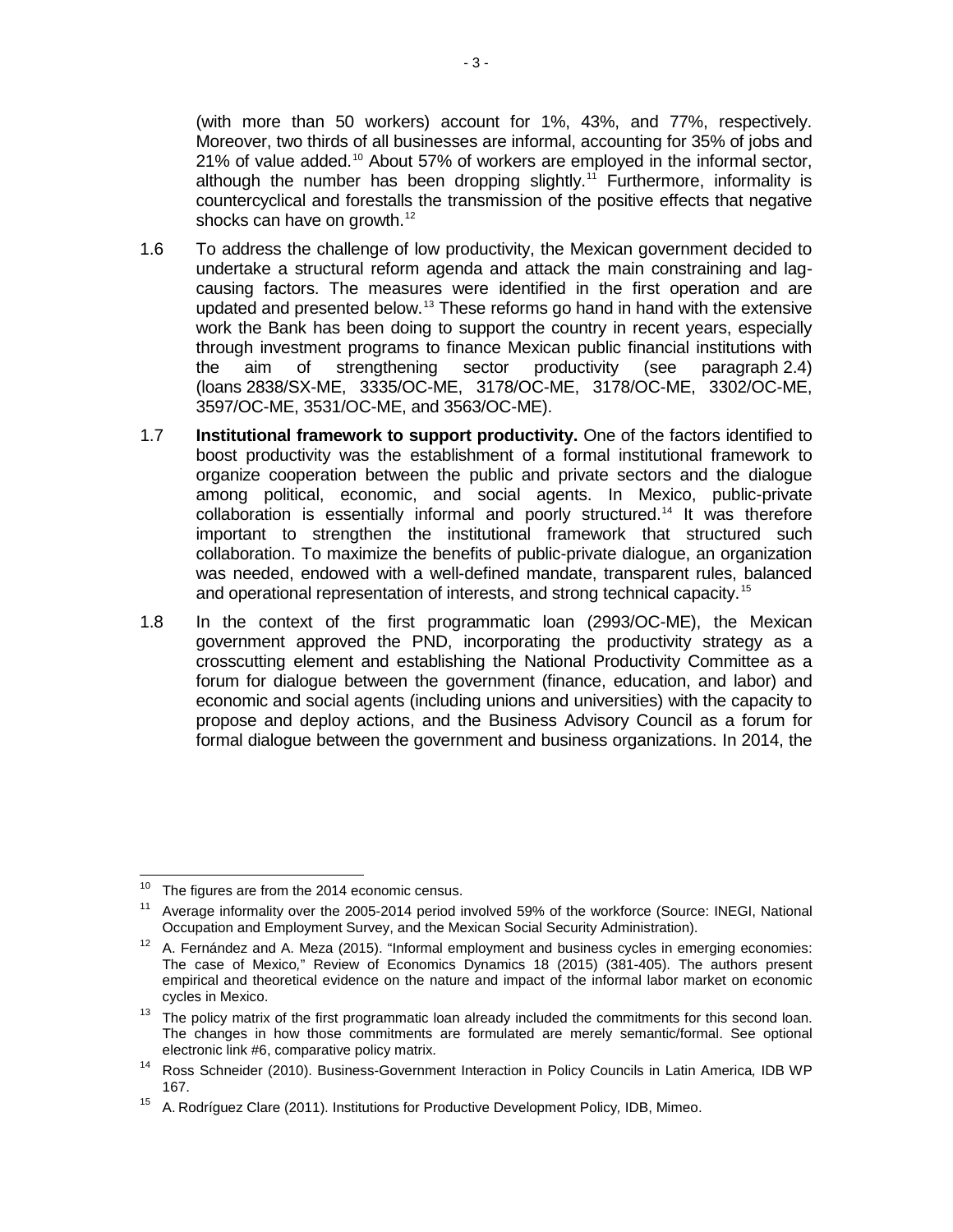(with more than 50 workers) account for 1%, 43%, and 77%, respectively. Moreover, two thirds of all businesses are informal, accounting for 35% of jobs and 21% of value added.[10] About 57% of workers are employed in the informal sector, although the number has been dropping slightly.[11] Furthermore, informality is countercyclical and forestalls the transmission of the positive effects that negative shocks can have on growth.[12]

1.6 To address the challenge of low productivity, the Mexican government decided to undertake a structural reform agenda and attack the main constraining and lag-causing factors. The measures were identified in the first operation and are updated and presented below.[13] These reforms go hand in hand with the extensive work the Bank has been doing to support the country in recent years, especially through investment programs to finance Mexican public financial institutions with the aim of strengthening sector productivity (see paragraph 2.4) (loans 2838/SX-ME, 3335/OC-ME, 3178/OC-ME, 3178/OC-ME, 3302/OC-ME, 3597/OC-ME, 3531/OC-ME, and 3563/OC-ME).

1.7 **Institutional framework to support productivity.** One of the factors identified to boost productivity was the establishment of a formal institutional framework to organize cooperation between the public and private sectors and the dialogue among political, economic, and social agents. In Mexico, public-private collaboration is essentially informal and poorly structured.[14] It was therefore important to strengthen the institutional framework that structured such collaboration. To maximize the benefits of public-private dialogue, an organization was needed, endowed with a well-defined mandate, transparent rules, balanced and operational representation of interests, and strong technical capacity.[15]

1.8 In the context of the first programmatic loan (2993/OC-ME), the Mexican government approved the PND, incorporating the productivity strategy as a crosscutting element and establishing the National Productivity Committee as a forum for dialogue between the government (finance, education, and labor) and economic and social agents (including unions and universities) with the capacity to propose and deploy actions, and the Business Advisory Council as a forum for formal dialogue between the government and business organizations. In 2014, the

---

[10] The figures are from the 2014 economic census.

[11] Average informality over the 2005-2014 period involved 59% of the workforce (Source: INEGI, National Occupation and Employment Survey, and the Mexican Social Security Administration).

[12] A. Fernández and A. Meza (2015). "Informal employment and business cycles in emerging economies: The case of Mexico," Review of Economics Dynamics 18 (2015) (381-405). The authors present empirical and theoretical evidence on the nature and impact of the informal labor market on economic cycles in Mexico.

[13] The policy matrix of the first programmatic loan already included the commitments for this second loan. The changes in how those commitments are formulated are merely semantic/formal. See optional electronic link #6, comparative policy matrix.

[14] Ross Schneider (2010). Business-Government Interaction in Policy Councils in Latin America*,* IDB WP 167.

[15] A. Rodríguez Clare (2011). Institutions for Productive Development Policy*,* IDB, Mimeo.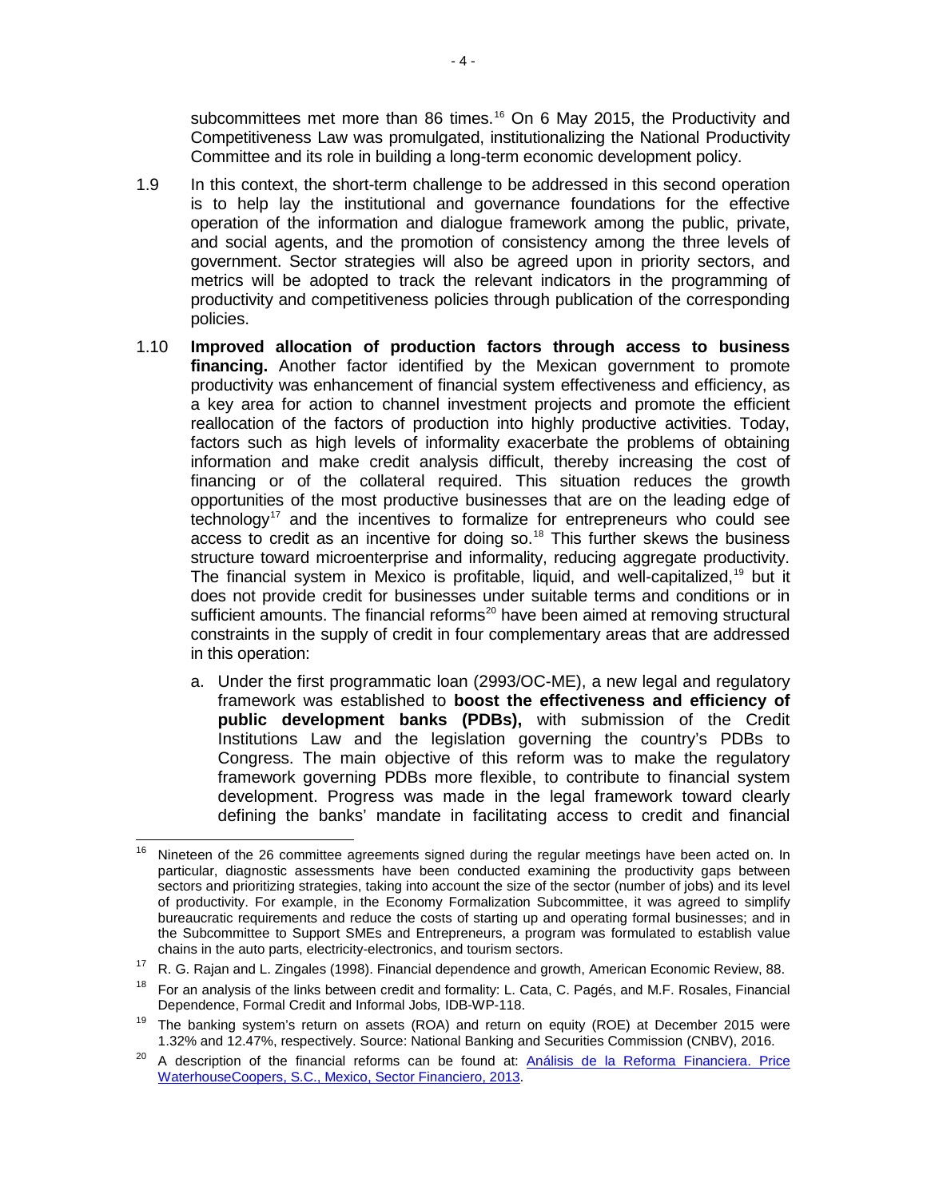subcommittees met more than 86 times.[16] On 6 May 2015, the Productivity and Competitiveness Law was promulgated, institutionalizing the National Productivity Committee and its role in building a long-term economic development policy.

1.9 In this context, the short-term challenge to be addressed in this second operation is to help lay the institutional and governance foundations for the effective operation of the information and dialogue framework among the public, private, and social agents, and the promotion of consistency among the three levels of government. Sector strategies will also be agreed upon in priority sectors, and metrics will be adopted to track the relevant indicators in the programming of productivity and competitiveness policies through publication of the corresponding policies.

1.10 **Improved allocation of production factors through access to business financing.** Another factor identified by the Mexican government to promote productivity was enhancement of financial system effectiveness and efficiency, as a key area for action to channel investment projects and promote the efficient reallocation of the factors of production into highly productive activities. Today, factors such as high levels of informality exacerbate the problems of obtaining information and make credit analysis difficult, thereby increasing the cost of financing or of the collateral required. This situation reduces the growth opportunities of the most productive businesses that are on the leading edge of technology[17] and the incentives to formalize for entrepreneurs who could see access to credit as an incentive for doing so.[18] This further skews the business structure toward microenterprise and informality, reducing aggregate productivity. The financial system in Mexico is profitable, liquid, and well-capitalized,[19] but it does not provide credit for businesses under suitable terms and conditions or in sufficient amounts. The financial reforms[20] have been aimed at removing structural constraints in the supply of credit in four complementary areas that are addressed in this operation:

a. Under the first programmatic loan (2993/OC-ME), a new legal and regulatory framework was established to **boost the effectiveness and efficiency of public development banks (PDBs),** with submission of the Credit Institutions Law and the legislation governing the country's PDBs to Congress. The main objective of this reform was to make the regulatory framework governing PDBs more flexible, to contribute to financial system development. Progress was made in the legal framework toward clearly defining the banks' mandate in facilitating access to credit and financial

---

[16] Nineteen of the 26 committee agreements signed during the regular meetings have been acted on. In particular, diagnostic assessments have been conducted examining the productivity gaps between sectors and prioritizing strategies, taking into account the size of the sector (number of jobs) and its level of productivity. For example, in the Economy Formalization Subcommittee, it was agreed to simplify bureaucratic requirements and reduce the costs of starting up and operating formal businesses; and in the Subcommittee to Support SMEs and Entrepreneurs, a program was formulated to establish value chains in the auto parts, electricity-electronics, and tourism sectors.

[17] R. G. Rajan and L. Zingales (1998). Financial dependence and growth, American Economic Review, 88.

[18] For an analysis of the links between credit and formality: L. Cata, C. Pagés, and M.F. Rosales, Financial Dependence, Formal Credit and Informal Jobs*,* IDB-WP-118.

[19] The banking system's return on assets (ROA) and return on equity (ROE) at December 2015 were 1.32% and 12.47%, respectively. Source: National Banking and Securities Commission (CNBV), 2016.

[20] A description of the financial reforms can be found at: Análisis de la Reforma Financiera. Price WaterhouseCoopers, S.C., Mexico, Sector Financiero, 2013.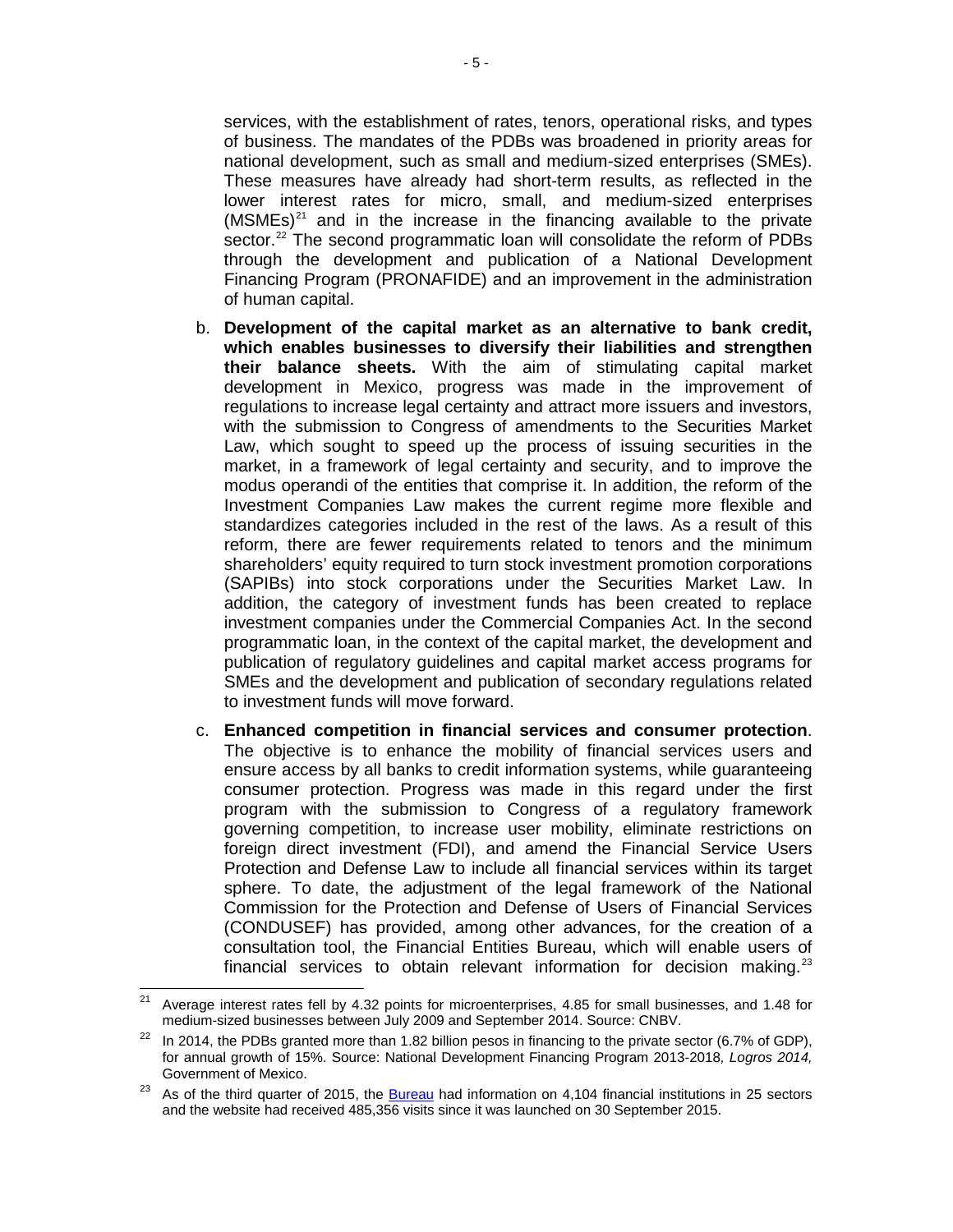services, with the establishment of rates, tenors, operational risks, and types of business. The mandates of the PDBs was broadened in priority areas for national development, such as small and medium-sized enterprises (SMEs). These measures have already had short-term results, as reflected in the lower interest rates for micro, small, and medium-sized enterprises (MSMEs)[21] and in the increase in the financing available to the private sector.[22] The second programmatic loan will consolidate the reform of PDBs through the development and publication of a National Development Financing Program (PRONAFIDE) and an improvement in the administration of human capital.

b. **Development of the capital market as an alternative to bank credit, which enables businesses to diversify their liabilities and strengthen their balance sheets.** With the aim of stimulating capital market development in Mexico, progress was made in the improvement of regulations to increase legal certainty and attract more issuers and investors, with the submission to Congress of amendments to the Securities Market Law, which sought to speed up the process of issuing securities in the market, in a framework of legal certainty and security, and to improve the modus operandi of the entities that comprise it. In addition, the reform of the Investment Companies Law makes the current regime more flexible and standardizes categories included in the rest of the laws. As a result of this reform, there are fewer requirements related to tenors and the minimum shareholders' equity required to turn stock investment promotion corporations (SAPIBs) into stock corporations under the Securities Market Law. In addition, the category of investment funds has been created to replace investment companies under the Commercial Companies Act. In the second programmatic loan, in the context of the capital market, the development and publication of regulatory guidelines and capital market access programs for SMEs and the development and publication of secondary regulations related to investment funds will move forward.

c. **Enhanced competition in financial services and consumer protection**. The objective is to enhance the mobility of financial services users and ensure access by all banks to credit information systems, while guaranteeing consumer protection. Progress was made in this regard under the first program with the submission to Congress of a regulatory framework governing competition, to increase user mobility, eliminate restrictions on foreign direct investment (FDI), and amend the Financial Service Users Protection and Defense Law to include all financial services within its target sphere. To date, the adjustment of the legal framework of the National Commission for the Protection and Defense of Users of Financial Services (CONDUSEF) has provided, among other advances, for the creation of a consultation tool, the Financial Entities Bureau, which will enable users of financial services to obtain relevant information for decision making.[23]

---

[21] Average interest rates fell by 4.32 points for microenterprises, 4.85 for small businesses, and 1.48 for medium-sized businesses between July 2009 and September 2014. Source: CNBV.

[22] In 2014, the PDBs granted more than 1.82 billion pesos in financing to the private sector (6.7% of GDP), for annual growth of 15%. Source: National Development Financing Program 2013-2018, *Logros 2014,* Government of Mexico.

[23] As of the third quarter of 2015, the Bureau had information on 4,104 financial institutions in 25 sectors and the website had received 485,356 visits since it was launched on 30 September 2015.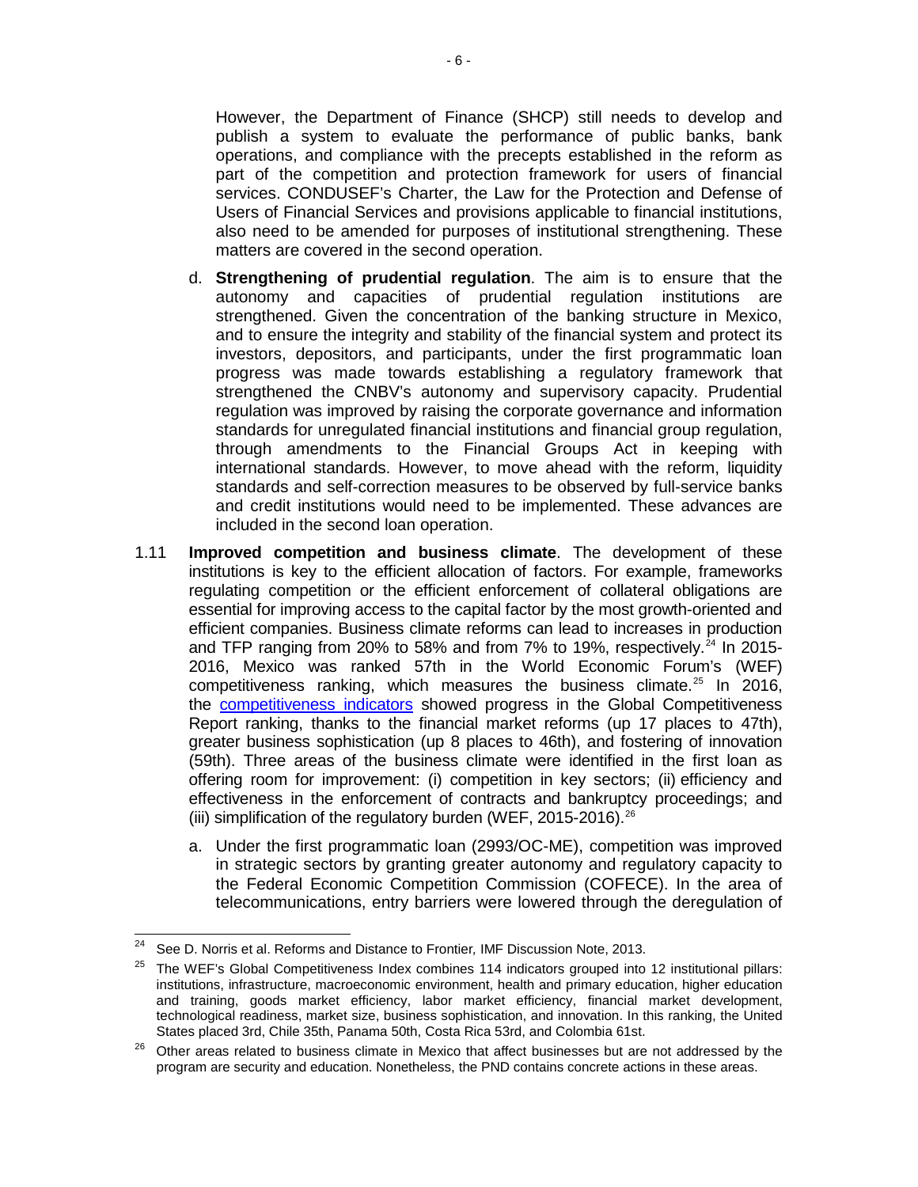However, the Department of Finance (SHCP) still needs to develop and publish a system to evaluate the performance of public banks, bank operations, and compliance with the precepts established in the reform as part of the competition and protection framework for users of financial services. CONDUSEF's Charter, the Law for the Protection and Defense of Users of Financial Services and provisions applicable to financial institutions, also need to be amended for purposes of institutional strengthening. These matters are covered in the second operation.

d. **Strengthening of prudential regulation**. The aim is to ensure that the autonomy and capacities of prudential regulation institutions are strengthened. Given the concentration of the banking structure in Mexico, and to ensure the integrity and stability of the financial system and protect its investors, depositors, and participants, under the first programmatic loan progress was made towards establishing a regulatory framework that strengthened the CNBV's autonomy and supervisory capacity. Prudential regulation was improved by raising the corporate governance and information standards for unregulated financial institutions and financial group regulation, through amendments to the Financial Groups Act in keeping with international standards. However, to move ahead with the reform, liquidity standards and self-correction measures to be observed by full-service banks and credit institutions would need to be implemented. These advances are included in the second loan operation.

1.11 **Improved competition and business climate**. The development of these institutions is key to the efficient allocation of factors. For example, frameworks regulating competition or the efficient enforcement of collateral obligations are essential for improving access to the capital factor by the most growth-oriented and efficient companies. Business climate reforms can lead to increases in production and TFP ranging from 20% to 58% and from 7% to 19%, respectively.[24] In 2015-2016, Mexico was ranked 57th in the World Economic Forum's (WEF) competitiveness ranking, which measures the business climate.[25] In 2016, the competitiveness indicators showed progress in the Global Competitiveness Report ranking, thanks to the financial market reforms (up 17 places to 47th), greater business sophistication (up 8 places to 46th), and fostering of innovation (59th). Three areas of the business climate were identified in the first loan as offering room for improvement: (i) competition in key sectors; (ii) efficiency and effectiveness in the enforcement of contracts and bankruptcy proceedings; and (iii) simplification of the regulatory burden (WEF, 2015-2016).[26]

a. Under the first programmatic loan (2993/OC-ME), competition was improved in strategic sectors by granting greater autonomy and regulatory capacity to the Federal Economic Competition Commission (COFECE). In the area of telecommunications, entry barriers were lowered through the deregulation of

---

[24] See D. Norris et al. Reforms and Distance to Frontier, IMF Discussion Note, 2013.

[25] The WEF's Global Competitiveness Index combines 114 indicators grouped into 12 institutional pillars: institutions, infrastructure, macroeconomic environment, health and primary education, higher education and training, goods market efficiency, labor market efficiency, financial market development, technological readiness, market size, business sophistication, and innovation. In this ranking, the United States placed 3rd, Chile 35th, Panama 50th, Costa Rica 53rd, and Colombia 61st.

[26] Other areas related to business climate in Mexico that affect businesses but are not addressed by the program are security and education. Nonetheless, the PND contains concrete actions in these areas.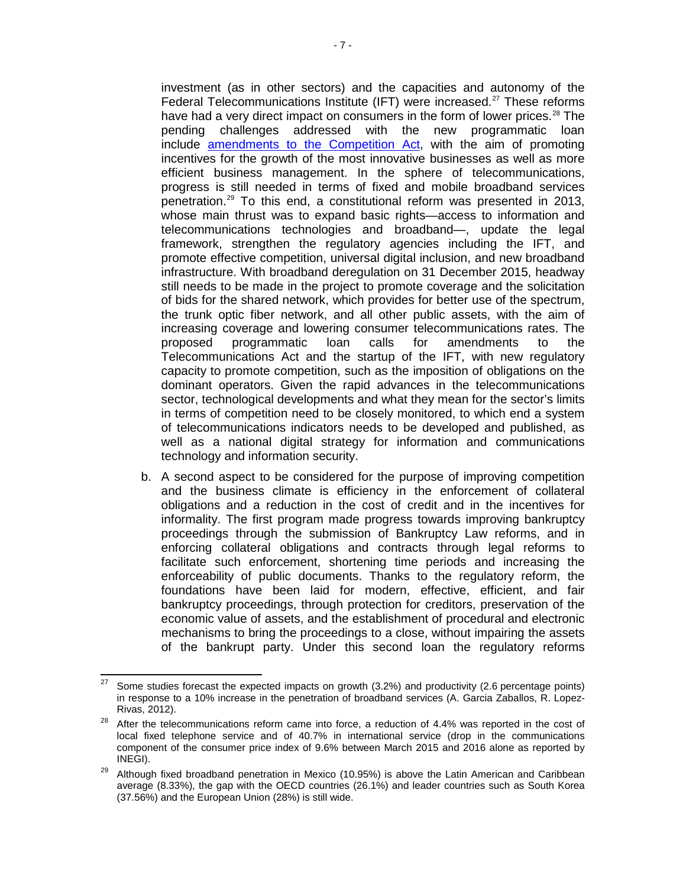investment (as in other sectors) and the capacities and autonomy of the Federal Telecommunications Institute (IFT) were increased.[27] These reforms have had a very direct impact on consumers in the form of lower prices.[28] The pending challenges addressed with the new programmatic loan include amendments to the Competition Act, with the aim of promoting incentives for the growth of the most innovative businesses as well as more efficient business management. In the sphere of telecommunications, progress is still needed in terms of fixed and mobile broadband services penetration.[29] To this end, a constitutional reform was presented in 2013, whose main thrust was to expand basic rights—access to information and telecommunications technologies and broadband—, update the legal framework, strengthen the regulatory agencies including the IFT, and promote effective competition, universal digital inclusion, and new broadband infrastructure. With broadband deregulation on 31 December 2015, headway still needs to be made in the project to promote coverage and the solicitation of bids for the shared network, which provides for better use of the spectrum, the trunk optic fiber network, and all other public assets, with the aim of increasing coverage and lowering consumer telecommunications rates. The proposed programmatic loan calls for amendments to the Telecommunications Act and the startup of the IFT, with new regulatory capacity to promote competition, such as the imposition of obligations on the dominant operators. Given the rapid advances in the telecommunications sector, technological developments and what they mean for the sector's limits in terms of competition need to be closely monitored, to which end a system of telecommunications indicators needs to be developed and published, as well as a national digital strategy for information and communications technology and information security.

b. A second aspect to be considered for the purpose of improving competition and the business climate is efficiency in the enforcement of collateral obligations and a reduction in the cost of credit and in the incentives for informality. The first program made progress towards improving bankruptcy proceedings through the submission of Bankruptcy Law reforms, and in enforcing collateral obligations and contracts through legal reforms to facilitate such enforcement, shortening time periods and increasing the enforceability of public documents. Thanks to the regulatory reform, the foundations have been laid for modern, effective, efficient, and fair bankruptcy proceedings, through protection for creditors, preservation of the economic value of assets, and the establishment of procedural and electronic mechanisms to bring the proceedings to a close, without impairing the assets of the bankrupt party. Under this second loan the regulatory reforms

---

[27] Some studies forecast the expected impacts on growth (3.2%) and productivity (2.6 percentage points) in response to a 10% increase in the penetration of broadband services (A. Garcia Zaballos, R. Lopez-Rivas, 2012).

[28] After the telecommunications reform came into force, a reduction of 4.4% was reported in the cost of local fixed telephone service and of 40.7% in international service (drop in the communications component of the consumer price index of 9.6% between March 2015 and 2016 alone as reported by INEGI).

[29] Although fixed broadband penetration in Mexico (10.95%) is above the Latin American and Caribbean average (8.33%), the gap with the OECD countries (26.1%) and leader countries such as South Korea (37.56%) and the European Union (28%) is still wide.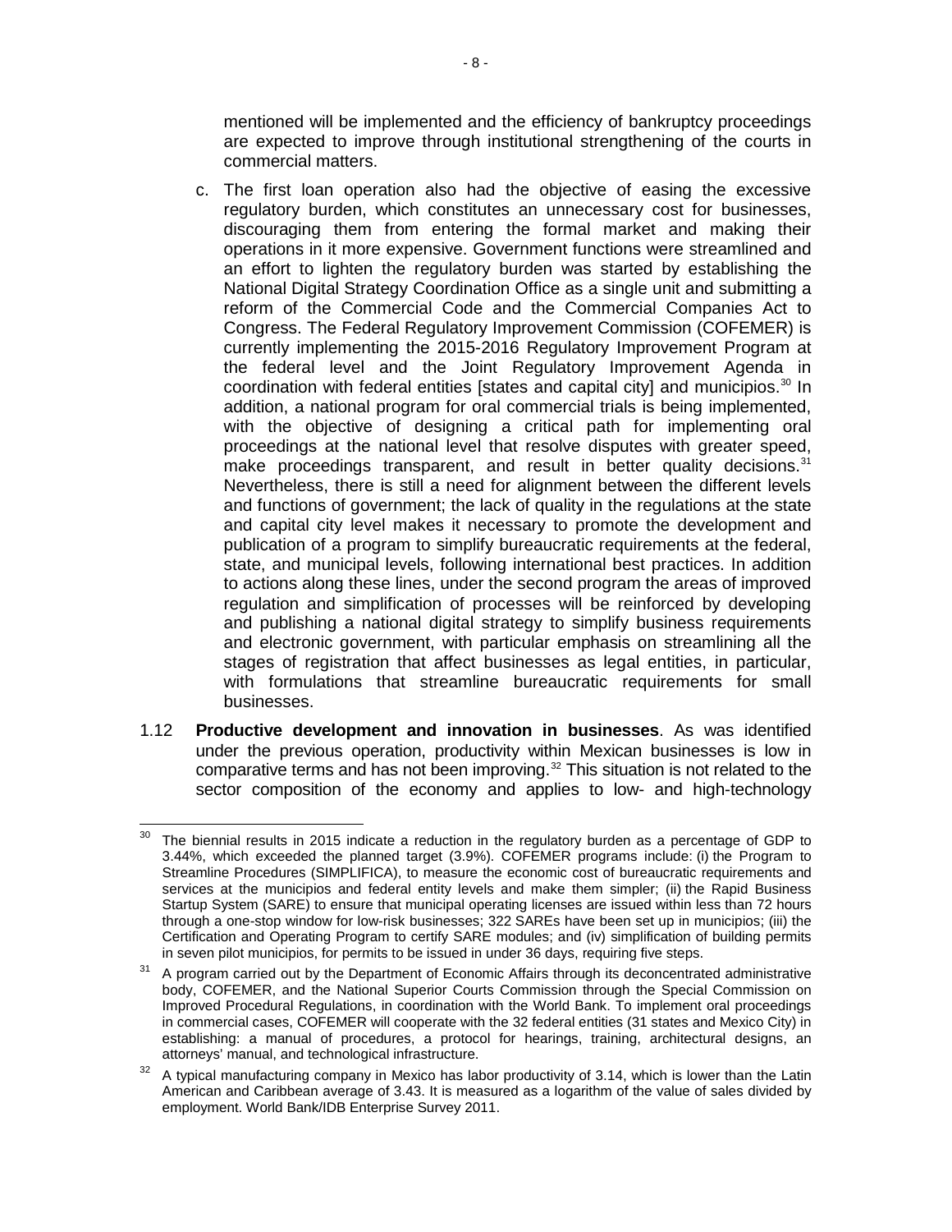mentioned will be implemented and the efficiency of bankruptcy proceedings are expected to improve through institutional strengthening of the courts in commercial matters.

c. The first loan operation also had the objective of easing the excessive regulatory burden, which constitutes an unnecessary cost for businesses, discouraging them from entering the formal market and making their operations in it more expensive. Government functions were streamlined and an effort to lighten the regulatory burden was started by establishing the National Digital Strategy Coordination Office as a single unit and submitting a reform of the Commercial Code and the Commercial Companies Act to Congress. The Federal Regulatory Improvement Commission (COFEMER) is currently implementing the 2015-2016 Regulatory Improvement Program at the federal level and the Joint Regulatory Improvement Agenda in coordination with federal entities [states and capital city] and municipios.[30] In addition, a national program for oral commercial trials is being implemented, with the objective of designing a critical path for implementing oral proceedings at the national level that resolve disputes with greater speed, make proceedings transparent, and result in better quality decisions.[31] Nevertheless, there is still a need for alignment between the different levels and functions of government; the lack of quality in the regulations at the state and capital city level makes it necessary to promote the development and publication of a program to simplify bureaucratic requirements at the federal, state, and municipal levels, following international best practices. In addition to actions along these lines, under the second program the areas of improved regulation and simplification of processes will be reinforced by developing and publishing a national digital strategy to simplify business requirements and electronic government, with particular emphasis on streamlining all the stages of registration that affect businesses as legal entities, in particular, with formulations that streamline bureaucratic requirements for small businesses.

1.12 **Productive development and innovation in businesses**. As was identified under the previous operation, productivity within Mexican businesses is low in comparative terms and has not been improving.[32] This situation is not related to the sector composition of the economy and applies to low- and high-technology

---

[30] The biennial results in 2015 indicate a reduction in the regulatory burden as a percentage of GDP to 3.44%, which exceeded the planned target (3.9%). COFEMER programs include: (i) the Program to Streamline Procedures (SIMPLIFICA), to measure the economic cost of bureaucratic requirements and services at the municipios and federal entity levels and make them simpler; (ii) the Rapid Business Startup System (SARE) to ensure that municipal operating licenses are issued within less than 72 hours through a one-stop window for low-risk businesses; 322 SAREs have been set up in municipios; (iii) the Certification and Operating Program to certify SARE modules; and (iv) simplification of building permits in seven pilot municipios, for permits to be issued in under 36 days, requiring five steps.

[31] A program carried out by the Department of Economic Affairs through its deconcentrated administrative body, COFEMER, and the National Superior Courts Commission through the Special Commission on Improved Procedural Regulations, in coordination with the World Bank. To implement oral proceedings in commercial cases, COFEMER will cooperate with the 32 federal entities (31 states and Mexico City) in establishing: a manual of procedures, a protocol for hearings, training, architectural designs, an attorneys' manual, and technological infrastructure.

[32] A typical manufacturing company in Mexico has labor productivity of 3.14, which is lower than the Latin American and Caribbean average of 3.43. It is measured as a logarithm of the value of sales divided by employment. World Bank/IDB Enterprise Survey 2011.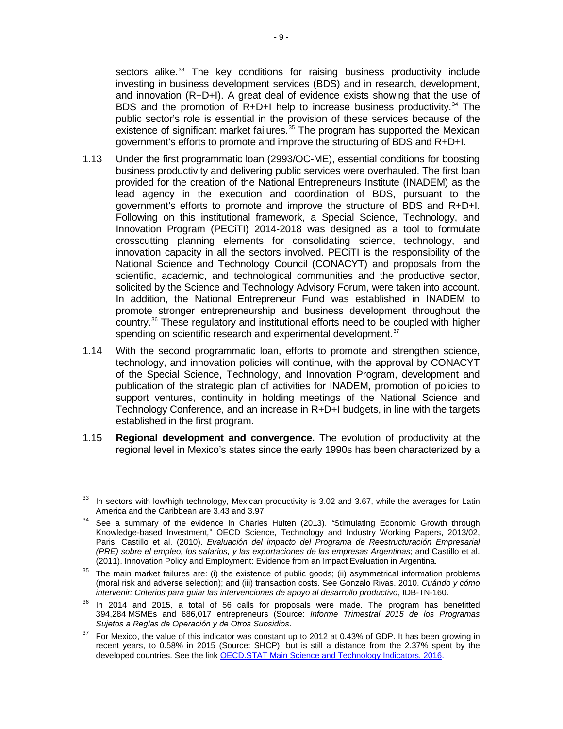sectors alike.[33] The key conditions for raising business productivity include investing in business development services (BDS) and in research, development, and innovation (R+D+I). A great deal of evidence exists showing that the use of BDS and the promotion of R+D+I help to increase business productivity.[34] The public sector's role is essential in the provision of these services because of the existence of significant market failures.[35] The program has supported the Mexican government's efforts to promote and improve the structuring of BDS and R+D+I.

1.13 Under the first programmatic loan (2993/OC-ME), essential conditions for boosting business productivity and delivering public services were overhauled. The first loan provided for the creation of the National Entrepreneurs Institute (INADEM) as the lead agency in the execution and coordination of BDS, pursuant to the government's efforts to promote and improve the structure of BDS and R+D+I. Following on this institutional framework, a Special Science, Technology, and Innovation Program (PECiTI) 2014-2018 was designed as a tool to formulate crosscutting planning elements for consolidating science, technology, and innovation capacity in all the sectors involved. PECiTI is the responsibility of the National Science and Technology Council (CONACYT) and proposals from the scientific, academic, and technological communities and the productive sector, solicited by the Science and Technology Advisory Forum, were taken into account. In addition, the National Entrepreneur Fund was established in INADEM to promote stronger entrepreneurship and business development throughout the country.[36] These regulatory and institutional efforts need to be coupled with higher spending on scientific research and experimental development.[37]

1.14 With the second programmatic loan, efforts to promote and strengthen science, technology, and innovation policies will continue, with the approval by CONACYT of the Special Science, Technology, and Innovation Program, development and publication of the strategic plan of activities for INADEM, promotion of policies to support ventures, continuity in holding meetings of the National Science and Technology Conference, and an increase in R+D+I budgets, in line with the targets established in the first program.

1.15 **Regional development and convergence.** The evolution of productivity at the regional level in Mexico's states since the early 1990s has been characterized by a

---

[33] In sectors with low/high technology, Mexican productivity is 3.02 and 3.67, while the averages for Latin America and the Caribbean are 3.43 and 3.97.

[34] See a summary of the evidence in Charles Hulten (2013). "Stimulating Economic Growth through Knowledge-based Investment," OECD Science, Technology and Industry Working Papers, 2013/02, Paris; Castillo et al. (2010). *Evaluación del impacto del Programa de Reestructuración Empresarial (PRE) sobre el empleo, los salarios, y las exportaciones de las empresas Argentinas*; and Castillo et al. (2011). Innovation Policy and Employment: Evidence from an Impact Evaluation in Argentina.

[35] The main market failures are: (i) the existence of public goods; (ii) asymmetrical information problems (moral risk and adverse selection); and (iii) transaction costs. See Gonzalo Rivas. 2010. *Cuándo y cómo intervenir: Criterios para guiar las intervenciones de apoyo al desarrollo productivo*, IDB-TN-160.

[36] In 2014 and 2015, a total of 56 calls for proposals were made. The program has benefitted 394,284 MSMEs and 686,017 entrepreneurs (Source: *Informe Trimestral 2015 de los Programas Sujetos a Reglas de Operación y de Otros Subsidios*.

[37] For Mexico, the value of this indicator was constant up to 2012 at 0.43% of GDP. It has been growing in recent years, to 0.58% in 2015 (Source: SHCP), but is still a distance from the 2.37% spent by the developed countries. See the link OECD.STAT Main Science and Technology Indicators, 2016.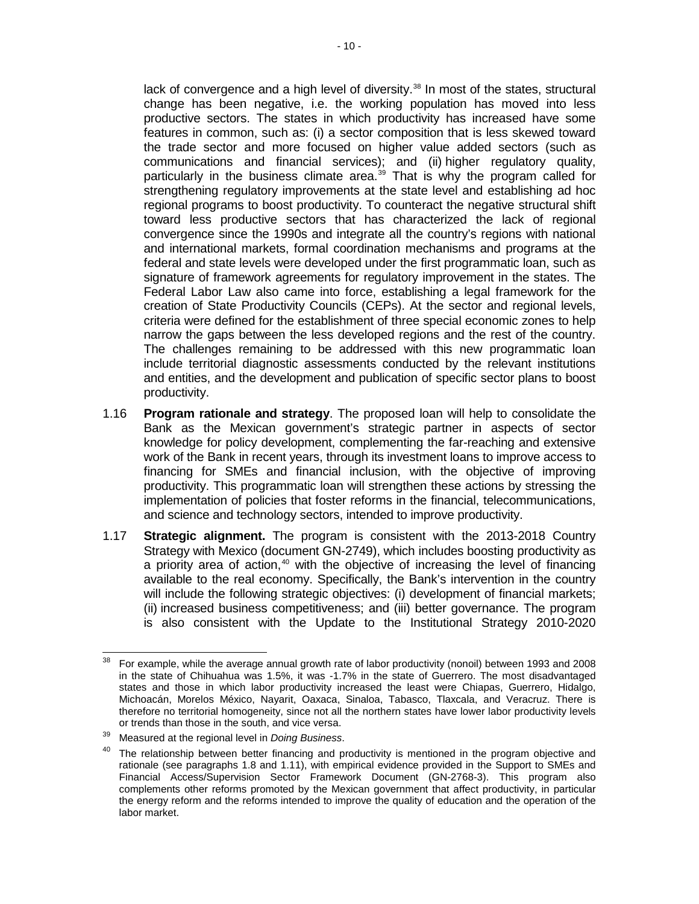lack of convergence and a high level of diversity.[38] In most of the states, structural change has been negative, i.e. the working population has moved into less productive sectors. The states in which productivity has increased have some features in common, such as: (i) a sector composition that is less skewed toward the trade sector and more focused on higher value added sectors (such as communications and financial services); and (ii) higher regulatory quality, particularly in the business climate area.[39] That is why the program called for strengthening regulatory improvements at the state level and establishing ad hoc regional programs to boost productivity. To counteract the negative structural shift toward less productive sectors that has characterized the lack of regional convergence since the 1990s and integrate all the country's regions with national and international markets, formal coordination mechanisms and programs at the federal and state levels were developed under the first programmatic loan, such as signature of framework agreements for regulatory improvement in the states. The Federal Labor Law also came into force, establishing a legal framework for the creation of State Productivity Councils (CEPs). At the sector and regional levels, criteria were defined for the establishment of three special economic zones to help narrow the gaps between the less developed regions and the rest of the country. The challenges remaining to be addressed with this new programmatic loan include territorial diagnostic assessments conducted by the relevant institutions and entities, and the development and publication of specific sector plans to boost productivity.

1.16 **Program rationale and strategy**. The proposed loan will help to consolidate the Bank as the Mexican government's strategic partner in aspects of sector knowledge for policy development, complementing the far-reaching and extensive work of the Bank in recent years, through its investment loans to improve access to financing for SMEs and financial inclusion, with the objective of improving productivity. This programmatic loan will strengthen these actions by stressing the implementation of policies that foster reforms in the financial, telecommunications, and science and technology sectors, intended to improve productivity.

1.17 **Strategic alignment.** The program is consistent with the 2013-2018 Country Strategy with Mexico (document GN-2749), which includes boosting productivity as a priority area of action,[40] with the objective of increasing the level of financing available to the real economy. Specifically, the Bank's intervention in the country will include the following strategic objectives: (i) development of financial markets; (ii) increased business competitiveness; and (iii) better governance. The program is also consistent with the Update to the Institutional Strategy 2010-2020

---

[38] For example, while the average annual growth rate of labor productivity (nonoil) between 1993 and 2008 in the state of Chihuahua was 1.5%, it was -1.7% in the state of Guerrero. The most disadvantaged states and those in which labor productivity increased the least were Chiapas, Guerrero, Hidalgo, Michoacán, Morelos México, Nayarit, Oaxaca, Sinaloa, Tabasco, Tlaxcala, and Veracruz. There is therefore no territorial homogeneity, since not all the northern states have lower labor productivity levels or trends than those in the south, and vice versa.

[39] Measured at the regional level in *Doing Business*.

[40] The relationship between better financing and productivity is mentioned in the program objective and rationale (see paragraphs 1.8 and 1.11), with empirical evidence provided in the Support to SMEs and Financial Access/Supervision Sector Framework Document (GN-2768-3). This program also complements other reforms promoted by the Mexican government that affect productivity, in particular the energy reform and the reforms intended to improve the quality of education and the operation of the labor market.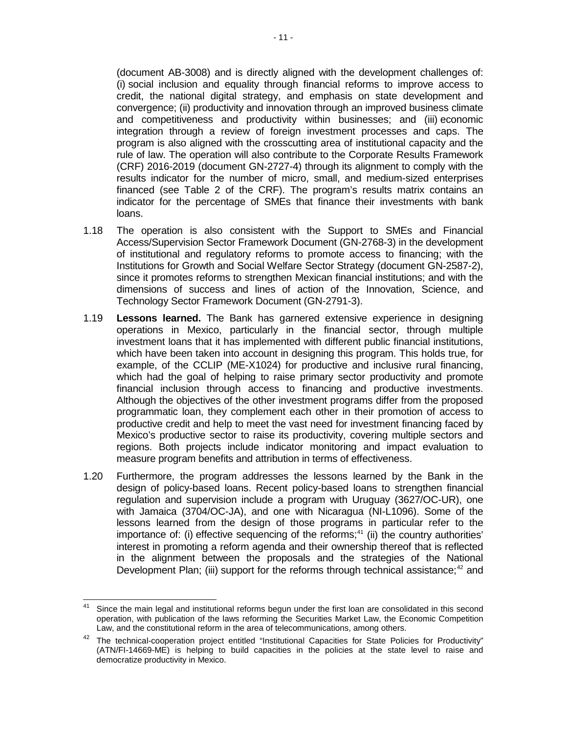(document AB-3008) and is directly aligned with the development challenges of: (i) social inclusion and equality through financial reforms to improve access to credit, the national digital strategy, and emphasis on state development and convergence; (ii) productivity and innovation through an improved business climate and competitiveness and productivity within businesses; and (iii) economic integration through a review of foreign investment processes and caps. The program is also aligned with the crosscutting area of institutional capacity and the rule of law. The operation will also contribute to the Corporate Results Framework (CRF) 2016-2019 (document GN-2727-4) through its alignment to comply with the results indicator for the number of micro, small, and medium-sized enterprises financed (see Table 2 of the CRF). The program's results matrix contains an indicator for the percentage of SMEs that finance their investments with bank loans.

1.18 The operation is also consistent with the Support to SMEs and Financial Access/Supervision Sector Framework Document (GN-2768-3) in the development of institutional and regulatory reforms to promote access to financing; with the Institutions for Growth and Social Welfare Sector Strategy (document GN-2587-2), since it promotes reforms to strengthen Mexican financial institutions; and with the dimensions of success and lines of action of the Innovation, Science, and Technology Sector Framework Document (GN-2791-3).

1.19 **Lessons learned.** The Bank has garnered extensive experience in designing operations in Mexico, particularly in the financial sector, through multiple investment loans that it has implemented with different public financial institutions, which have been taken into account in designing this program. This holds true, for example, of the CCLIP (ME-X1024) for productive and inclusive rural financing, which had the goal of helping to raise primary sector productivity and promote financial inclusion through access to financing and productive investments. Although the objectives of the other investment programs differ from the proposed programmatic loan, they complement each other in their promotion of access to productive credit and help to meet the vast need for investment financing faced by Mexico's productive sector to raise its productivity, covering multiple sectors and regions. Both projects include indicator monitoring and impact evaluation to measure program benefits and attribution in terms of effectiveness.

1.20 Furthermore, the program addresses the lessons learned by the Bank in the design of policy-based loans. Recent policy-based loans to strengthen financial regulation and supervision include a program with Uruguay (3627/OC-UR), one with Jamaica (3704/OC-JA), and one with Nicaragua (NI-L1096). Some of the lessons learned from the design of those programs in particular refer to the importance of: (i) effective sequencing of the reforms;[41] (ii) the country authorities' interest in promoting a reform agenda and their ownership thereof that is reflected in the alignment between the proposals and the strategies of the National Development Plan; (iii) support for the reforms through technical assistance;[42] and

---

[41] Since the main legal and institutional reforms begun under the first loan are consolidated in this second operation, with publication of the laws reforming the Securities Market Law, the Economic Competition Law, and the constitutional reform in the area of telecommunications, among others.

[42] The technical-cooperation project entitled "Institutional Capacities for State Policies for Productivity" (ATN/FI-14669-ME) is helping to build capacities in the policies at the state level to raise and democratize productivity in Mexico.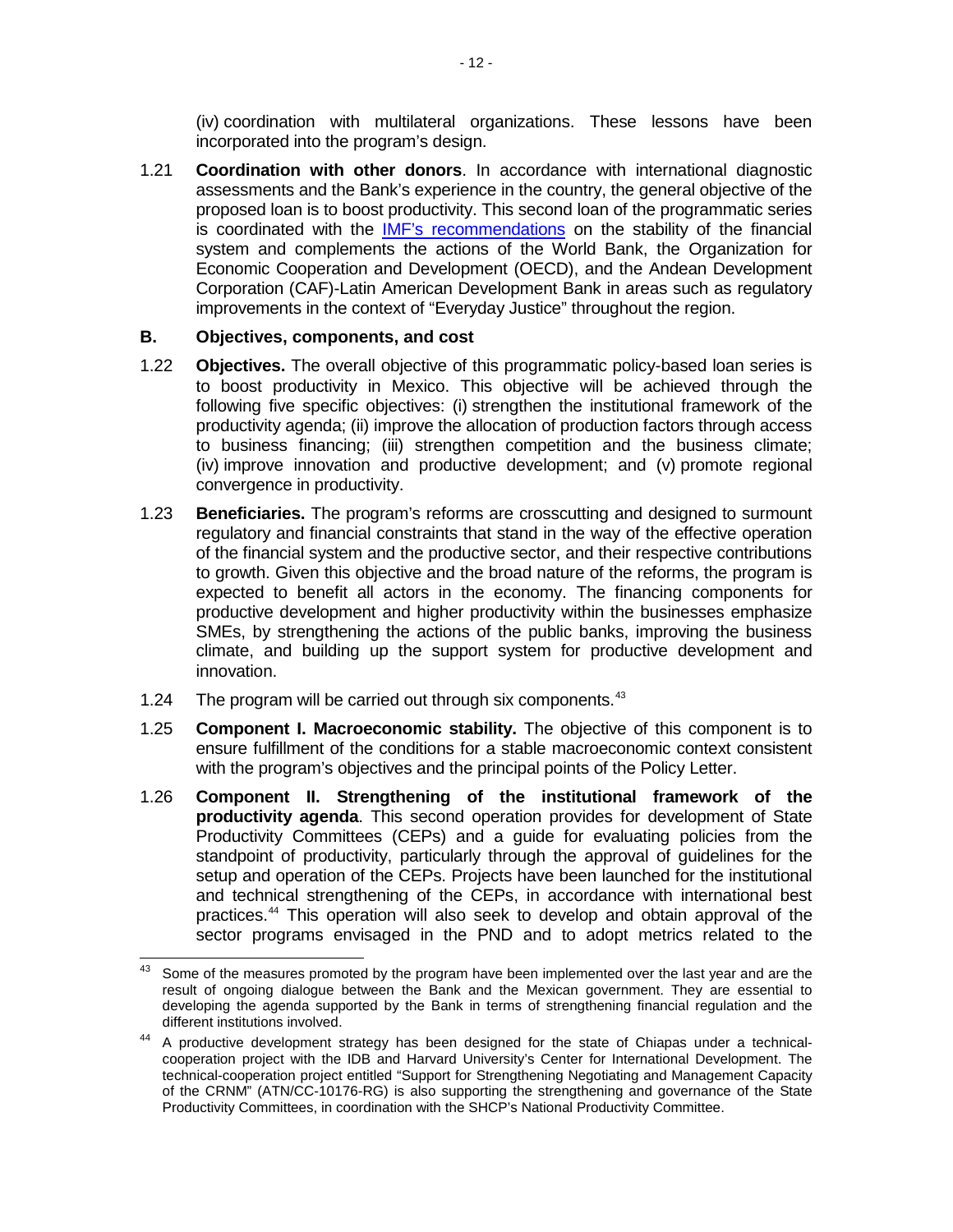(iv) coordination with multilateral organizations. These lessons have been incorporated into the program's design.

1.21 **Coordination with other donors**. In accordance with international diagnostic assessments and the Bank's experience in the country, the general objective of the proposed loan is to boost productivity. This second loan of the programmatic series is coordinated with the [IMF's recommendations]() on the stability of the financial system and complements the actions of the World Bank, the Organization for Economic Cooperation and Development (OECD), and the Andean Development Corporation (CAF)-Latin American Development Bank in areas such as regulatory improvements in the context of "Everyday Justice" throughout the region.

### B. Objectives, components, and cost

1.22 **Objectives.** The overall objective of this programmatic policy-based loan series is to boost productivity in Mexico. This objective will be achieved through the following five specific objectives: (i) strengthen the institutional framework of the productivity agenda; (ii) improve the allocation of production factors through access to business financing; (iii) strengthen competition and the business climate; (iv) improve innovation and productive development; and (v) promote regional convergence in productivity.

1.23 **Beneficiaries.** The program's reforms are crosscutting and designed to surmount regulatory and financial constraints that stand in the way of the effective operation of the financial system and the productive sector, and their respective contributions to growth. Given this objective and the broad nature of the reforms, the program is expected to benefit all actors in the economy. The financing components for productive development and higher productivity within the businesses emphasize SMEs, by strengthening the actions of the public banks, improving the business climate, and building up the support system for productive development and innovation.

1.24 The program will be carried out through six components.[43]

1.25 **Component I. Macroeconomic stability.** The objective of this component is to ensure fulfillment of the conditions for a stable macroeconomic context consistent with the program's objectives and the principal points of the Policy Letter.

1.26 **Component II. Strengthening of the institutional framework of the productivity agenda**. This second operation provides for development of State Productivity Committees (CEPs) and a guide for evaluating policies from the standpoint of productivity, particularly through the approval of guidelines for the setup and operation of the CEPs. Projects have been launched for the institutional and technical strengthening of the CEPs, in accordance with international best practices.[44] This operation will also seek to develop and obtain approval of the sector programs envisaged in the PND and to adopt metrics related to the

---

[43] Some of the measures promoted by the program have been implemented over the last year and are the result of ongoing dialogue between the Bank and the Mexican government. They are essential to developing the agenda supported by the Bank in terms of strengthening financial regulation and the different institutions involved.

[44] A productive development strategy has been designed for the state of Chiapas under a technical-cooperation project with the IDB and Harvard University's Center for International Development. The technical-cooperation project entitled "Support for Strengthening Negotiating and Management Capacity of the CRNM" (ATN/CC-10176-RG) is also supporting the strengthening and governance of the State Productivity Committees, in coordination with the SHCP's National Productivity Committee.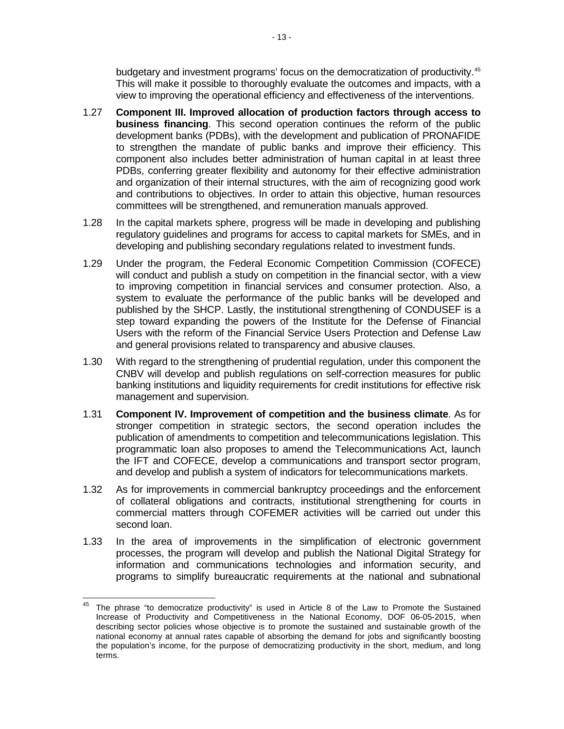budgetary and investment programs' focus on the democratization of productivity.[45] This will make it possible to thoroughly evaluate the outcomes and impacts, with a view to improving the operational efficiency and effectiveness of the interventions.

1.27 **Component III. Improved allocation of production factors through access to business financing**. This second operation continues the reform of the public development banks (PDBs), with the development and publication of PRONAFIDE to strengthen the mandate of public banks and improve their efficiency. This component also includes better administration of human capital in at least three PDBs, conferring greater flexibility and autonomy for their effective administration and organization of their internal structures, with the aim of recognizing good work and contributions to objectives. In order to attain this objective, human resources committees will be strengthened, and remuneration manuals approved.

1.28 In the capital markets sphere, progress will be made in developing and publishing regulatory guidelines and programs for access to capital markets for SMEs, and in developing and publishing secondary regulations related to investment funds.

1.29 Under the program, the Federal Economic Competition Commission (COFECE) will conduct and publish a study on competition in the financial sector, with a view to improving competition in financial services and consumer protection. Also, a system to evaluate the performance of the public banks will be developed and published by the SHCP. Lastly, the institutional strengthening of CONDUSEF is a step toward expanding the powers of the Institute for the Defense of Financial Users with the reform of the Financial Service Users Protection and Defense Law and general provisions related to transparency and abusive clauses.

1.30 With regard to the strengthening of prudential regulation, under this component the CNBV will develop and publish regulations on self-correction measures for public banking institutions and liquidity requirements for credit institutions for effective risk management and supervision.

1.31 **Component IV. Improvement of competition and the business climate**. As for stronger competition in strategic sectors, the second operation includes the publication of amendments to competition and telecommunications legislation. This programmatic loan also proposes to amend the Telecommunications Act, launch the IFT and COFECE, develop a communications and transport sector program, and develop and publish a system of indicators for telecommunications markets.

1.32 As for improvements in commercial bankruptcy proceedings and the enforcement of collateral obligations and contracts, institutional strengthening for courts in commercial matters through COFEMER activities will be carried out under this second loan.

1.33 In the area of improvements in the simplification of electronic government processes, the program will develop and publish the National Digital Strategy for information and communications technologies and information security, and programs to simplify bureaucratic requirements at the national and subnational

---

[45] The phrase "to democratize productivity" is used in Article 8 of the Law to Promote the Sustained Increase of Productivity and Competitiveness in the National Economy, DOF 06-05-2015, when describing sector policies whose objective is to promote the sustained and sustainable growth of the national economy at annual rates capable of absorbing the demand for jobs and significantly boosting the population's income, for the purpose of democratizing productivity in the short, medium, and long terms.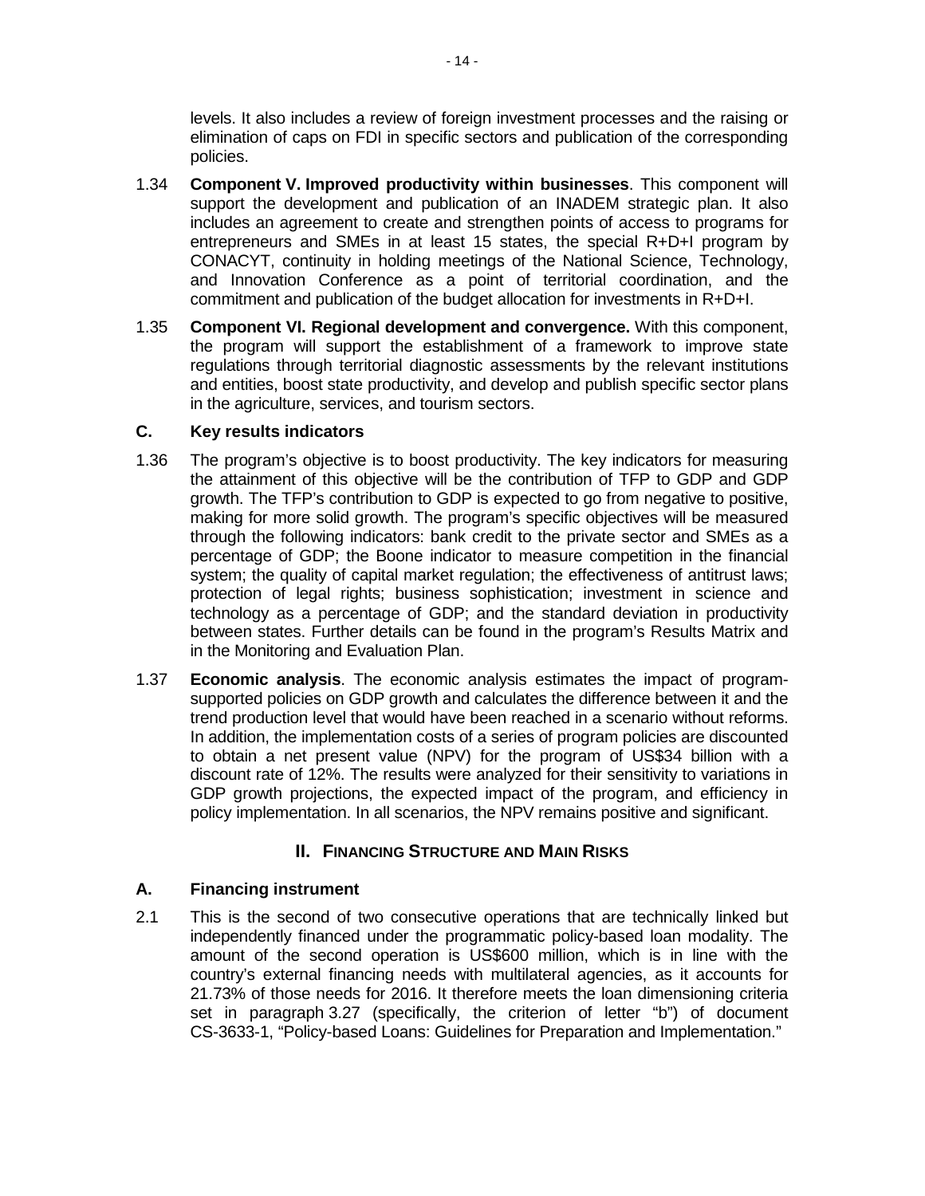levels. It also includes a review of foreign investment processes and the raising or elimination of caps on FDI in specific sectors and publication of the corresponding policies.

1.34 **Component V. Improved productivity within businesses**. This component will support the development and publication of an INADEM strategic plan. It also includes an agreement to create and strengthen points of access to programs for entrepreneurs and SMEs in at least 15 states, the special R+D+I program by CONACYT, continuity in holding meetings of the National Science, Technology, and Innovation Conference as a point of territorial coordination, and the commitment and publication of the budget allocation for investments in R+D+I.

1.35 **Component VI. Regional development and convergence.** With this component, the program will support the establishment of a framework to improve state regulations through territorial diagnostic assessments by the relevant institutions and entities, boost state productivity, and develop and publish specific sector plans in the agriculture, services, and tourism sectors.

### C. Key results indicators

1.36 The program's objective is to boost productivity. The key indicators for measuring the attainment of this objective will be the contribution of TFP to GDP and GDP growth. The TFP's contribution to GDP is expected to go from negative to positive, making for more solid growth. The program's specific objectives will be measured through the following indicators: bank credit to the private sector and SMEs as a percentage of GDP; the Boone indicator to measure competition in the financial system; the quality of capital market regulation; the effectiveness of antitrust laws; protection of legal rights; business sophistication; investment in science and technology as a percentage of GDP; and the standard deviation in productivity between states. Further details can be found in the program's Results Matrix and in the Monitoring and Evaluation Plan.

1.37 **Economic analysis**. The economic analysis estimates the impact of program-supported policies on GDP growth and calculates the difference between it and the trend production level that would have been reached in a scenario without reforms. In addition, the implementation costs of a series of program policies are discounted to obtain a net present value (NPV) for the program of US$34 billion with a discount rate of 12%. The results were analyzed for their sensitivity to variations in GDP growth projections, the expected impact of the program, and efficiency in policy implementation. In all scenarios, the NPV remains positive and significant.

## II. Financing Structure and Main Risks

### A. Financing instrument

2.1 This is the second of two consecutive operations that are technically linked but independently financed under the programmatic policy-based loan modality. The amount of the second operation is US$600 million, which is in line with the country's external financing needs with multilateral agencies, as it accounts for 21.73% of those needs for 2016. It therefore meets the loan dimensioning criteria set in paragraph 3.27 (specifically, the criterion of letter "b") of document CS-3633-1, "Policy-based Loans: Guidelines for Preparation and Implementation."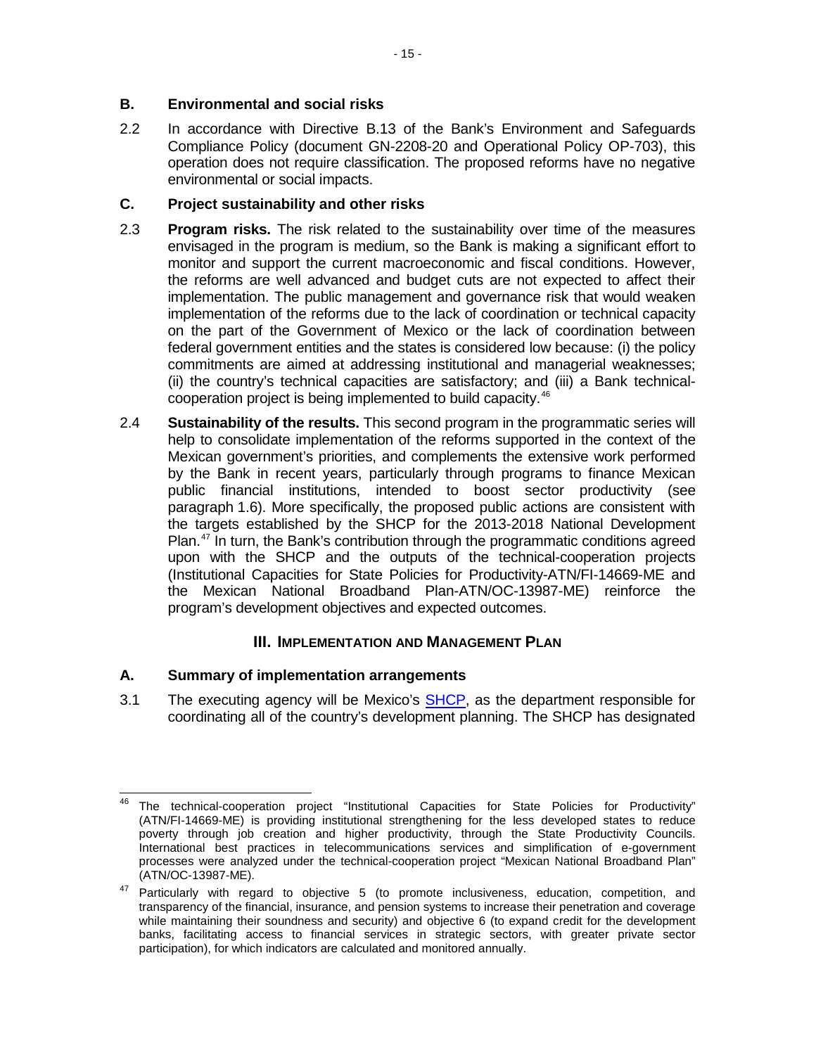## B. Environmental and social risks

2.2 In accordance with Directive B.13 of the Bank's Environment and Safeguards Compliance Policy (document GN-2208-20 and Operational Policy OP-703), this operation does not require classification. The proposed reforms have no negative environmental or social impacts.

## C. Project sustainability and other risks

2.3 **Program risks.** The risk related to the sustainability over time of the measures envisaged in the program is medium, so the Bank is making a significant effort to monitor and support the current macroeconomic and fiscal conditions. However, the reforms are well advanced and budget cuts are not expected to affect their implementation. The public management and governance risk that would weaken implementation of the reforms due to the lack of coordination or technical capacity on the part of the Government of Mexico or the lack of coordination between federal government entities and the states is considered low because: (i) the policy commitments are aimed at addressing institutional and managerial weaknesses; (ii) the country's technical capacities are satisfactory; and (iii) a Bank technical-cooperation project is being implemented to build capacity.[46]

2.4 **Sustainability of the results.** This second program in the programmatic series will help to consolidate implementation of the reforms supported in the context of the Mexican government's priorities, and complements the extensive work performed by the Bank in recent years, particularly through programs to finance Mexican public financial institutions, intended to boost sector productivity (see paragraph 1.6). More specifically, the proposed public actions are consistent with the targets established by the SHCP for the 2013-2018 National Development Plan.[47] In turn, the Bank's contribution through the programmatic conditions agreed upon with the SHCP and the outputs of the technical-cooperation projects (Institutional Capacities for State Policies for Productivity-ATN/FI-14669-ME and the Mexican National Broadband Plan-ATN/OC-13987-ME) reinforce the program's development objectives and expected outcomes.

# III. IMPLEMENTATION AND MANAGEMENT PLAN

## A. Summary of implementation arrangements

3.1 The executing agency will be Mexico's SHCP, as the department responsible for coordinating all of the country's development planning. The SHCP has designated

---

[46] The technical-cooperation project "Institutional Capacities for State Policies for Productivity" (ATN/FI-14669-ME) is providing institutional strengthening for the less developed states to reduce poverty through job creation and higher productivity, through the State Productivity Councils. International best practices in telecommunications services and simplification of e-government processes were analyzed under the technical-cooperation project "Mexican National Broadband Plan" (ATN/OC-13987-ME).

[47] Particularly with regard to objective 5 (to promote inclusiveness, education, competition, and transparency of the financial, insurance, and pension systems to increase their penetration and coverage while maintaining their soundness and security) and objective 6 (to expand credit for the development banks, facilitating access to financial services in strategic sectors, with greater private sector participation), for which indicators are calculated and monitored annually.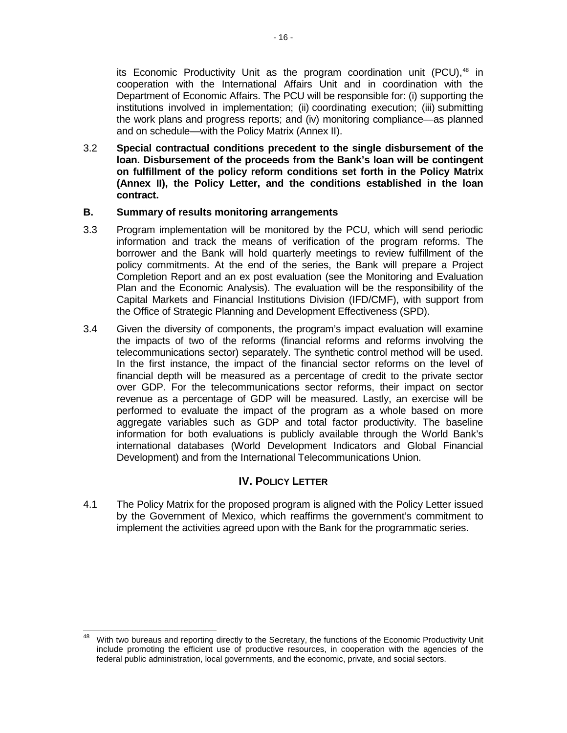its Economic Productivity Unit as the program coordination unit (PCU),[48] in cooperation with the International Affairs Unit and in coordination with the Department of Economic Affairs. The PCU will be responsible for: (i) supporting the institutions involved in implementation; (ii) coordinating execution; (iii) submitting the work plans and progress reports; and (iv) monitoring compliance—as planned and on schedule—with the Policy Matrix (Annex II).

3.2 **Special contractual conditions precedent to the single disbursement of the loan. Disbursement of the proceeds from the Bank's loan will be contingent on fulfillment of the policy reform conditions set forth in the Policy Matrix (Annex II), the Policy Letter, and the conditions established in the loan contract.**

## B. Summary of results monitoring arrangements

3.3 Program implementation will be monitored by the PCU, which will send periodic information and track the means of verification of the program reforms. The borrower and the Bank will hold quarterly meetings to review fulfillment of the policy commitments. At the end of the series, the Bank will prepare a Project Completion Report and an ex post evaluation (see the Monitoring and Evaluation Plan and the Economic Analysis). The evaluation will be the responsibility of the Capital Markets and Financial Institutions Division (IFD/CMF), with support from the Office of Strategic Planning and Development Effectiveness (SPD).

3.4 Given the diversity of components, the program's impact evaluation will examine the impacts of two of the reforms (financial reforms and reforms involving the telecommunications sector) separately. The synthetic control method will be used. In the first instance, the impact of the financial sector reforms on the level of financial depth will be measured as a percentage of credit to the private sector over GDP. For the telecommunications sector reforms, their impact on sector revenue as a percentage of GDP will be measured. Lastly, an exercise will be performed to evaluate the impact of the program as a whole based on more aggregate variables such as GDP and total factor productivity. The baseline information for both evaluations is publicly available through the World Bank's international databases (World Development Indicators and Global Financial Development) and from the International Telecommunications Union.

# IV. POLICY LETTER

4.1 The Policy Matrix for the proposed program is aligned with the Policy Letter issued by the Government of Mexico, which reaffirms the government's commitment to implement the activities agreed upon with the Bank for the programmatic series.

[48] With two bureaus and reporting directly to the Secretary, the functions of the Economic Productivity Unit include promoting the efficient use of productive resources, in cooperation with the agencies of the federal public administration, local governments, and the economic, private, and social sectors.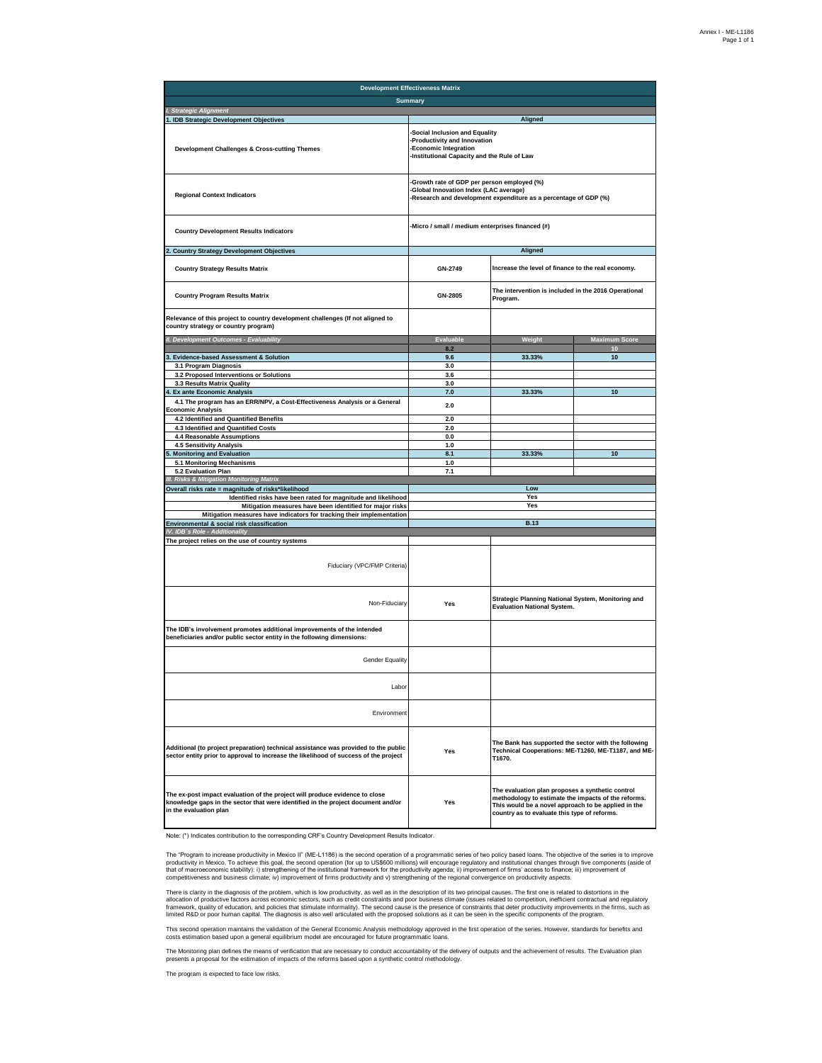| Development Effectiveness Matrix | | |
|---|---|---|
| **Summary** | | |
| ***I. Strategic Alignment*** | | |
| **1. IDB Strategic Development Objectives** | **Aligned** | |
| **Development Challenges & Cross-cutting Themes** | -Social Inclusion and Equality<br>-Productivity and Innovation<br>-Economic Integration<br>-Institutional Capacity and the Rule of Law | |
| **Regional Context Indicators** | -Growth rate of GDP per person employed (%)<br>-Global Innovation Index (LAC average)<br>-Research and development expenditure as a percentage of GDP (%) | |
| **Country Development Results Indicators** | -Micro / small / medium enterprises financed (#) | |
| **2. Country Strategy Development Objectives** | **Aligned** | |
| **Country Strategy Results Matrix** | GN-2749 | Increase the level of finance to the real economy. |
| **Country Program Results Matrix** | GN-2805 | The intervention is included in the 2016 Operational Program. |
| **Relevance of this project to country development challenges (If not aligned to country strategy or country program)** | | |

| ***II. Development Outcomes - Evaluability*** | **Evaluable** | **Weight** | **Maximum Score** |
|---|---|---|---|
| | 8.2 | | 10 |
| **3. Evidence-based Assessment & Solution** | 9.6 | 33.33% | 10 |
| 3.1 Program Diagnosis | 3.0 | | |
| 3.2 Proposed Interventions or Solutions | 3.6 | | |
| 3.3 Results Matrix Quality | 3.0 | | |
| **4. Ex ante Economic Analysis** | 7.0 | 33.33% | 10 |
| 4.1 The program has an ERR/NPV, a Cost-Effectiveness Analysis or a General Economic Analysis | 2.0 | | |
| 4.2 Identified and Quantified Benefits | 2.0 | | |
| 4.3 Identified and Quantified Costs | 2.0 | | |
| 4.4 Reasonable Assumptions | 0.0 | | |
| 4.5 Sensitivity Analysis | 1.0 | | |
| **5. Monitoring and Evaluation** | 8.1 | 33.33% | 10 |
| 5.1 Monitoring Mechanisms | 1.0 | | |
| 5.2 Evaluation Plan | 7.1 | | |

| ***III. Risks & Mitigation Monitoring Matrix*** | |
|---|---|
| **Overall risks rate = magnitude of risks\*likelihood** | Low |
| Identified risks have been rated for magnitude and likelihood | Yes |
| Mitigation measures have been identified for major risks | Yes |
| Mitigation measures have indicators for tracking their implementation | |
| **Environmental & social risk classification** | B.13 |

| ***IV. IDB´s Role - Additionality*** | | |
|---|---|---|
| **The project relies on the use of country systems** | | |
| Fiduciary (VPC/FMP Criteria) | | |
| Non-Fiduciary | Yes | Strategic Planning National System, Monitoring and Evaluation National System. |
| **The IDB's involvement promotes additional improvements of the intended beneficiaries and/or public sector entity in the following dimensions:** | | |
| Gender Equality | | |
| Labor | | |
| Environment | | |
| **Additional (to project preparation) technical assistance was provided to the public sector entity prior to approval to increase the likelihood of success of the project** | Yes | The Bank has supported the sector with the following Technical Cooperations: ME-T1260, ME-T1187, and ME-T1670. |
| **The ex-post impact evaluation of the project will produce evidence to close knowledge gaps in the sector that were identified in the project document and/or in the evaluation plan** | Yes | The evaluation plan proposes a synthetic control methodology to estimate the impacts of the reforms. This would be a novel approach to be applied in the country as to evaluate this type of reforms. |

Note: (*) Indicates contribution to the corresponding CRF's Country Development Results Indicator.

The "Program to increase productivity in Mexico II" (ME-L1186) is the second operation of a programmatic series of two policy based loans. The objective of the series is to improve productivity in Mexico. To achieve this goal, the second operation (for up to US$600 millions) will encourage regulatory and institutional changes through five components (aside of that of macroeconomic stability): i) strengthening of the institutional framework for the productivity agenda; ii) improvement of firms' access to finance; iii) improvement of competitiveness and business climate; iv) improvement of firms productivity and v) strengthening of the regional convergence on productivity aspects.

There is clarity in the diagnosis of the problem, which is low productivity, as well as in the description of its two principal causes. The first one is related to distortions in the allocation of productive factors across economic sectors, such as credit constraints and poor business climate (issues related to competition, inefficient contractual and regulatory framework, quality of education, and policies that stimulate informality). The second cause is the presence of constraints that deter productivity improvements in the firms, such as limited R&D or poor human capital. The diagnosis is also well articulated with the proposed solutions as it can be seen in the specific components of the program.

This second operation maintains the validation of the General Economic Analysis methodology approved in the first operation of the series. However, standards for benefits and costs estimation based upon a general equilibrium model are encouraged for future programmatic loans.

The Monitoring plan defines the means of verification that are necessary to conduct accountability of the delivery of outputs and the achievement of results. The Evaluation plan presents a proposal for the estimation of impacts of the reforms based upon a synthetic control methodology.

The program is expected to face low risks.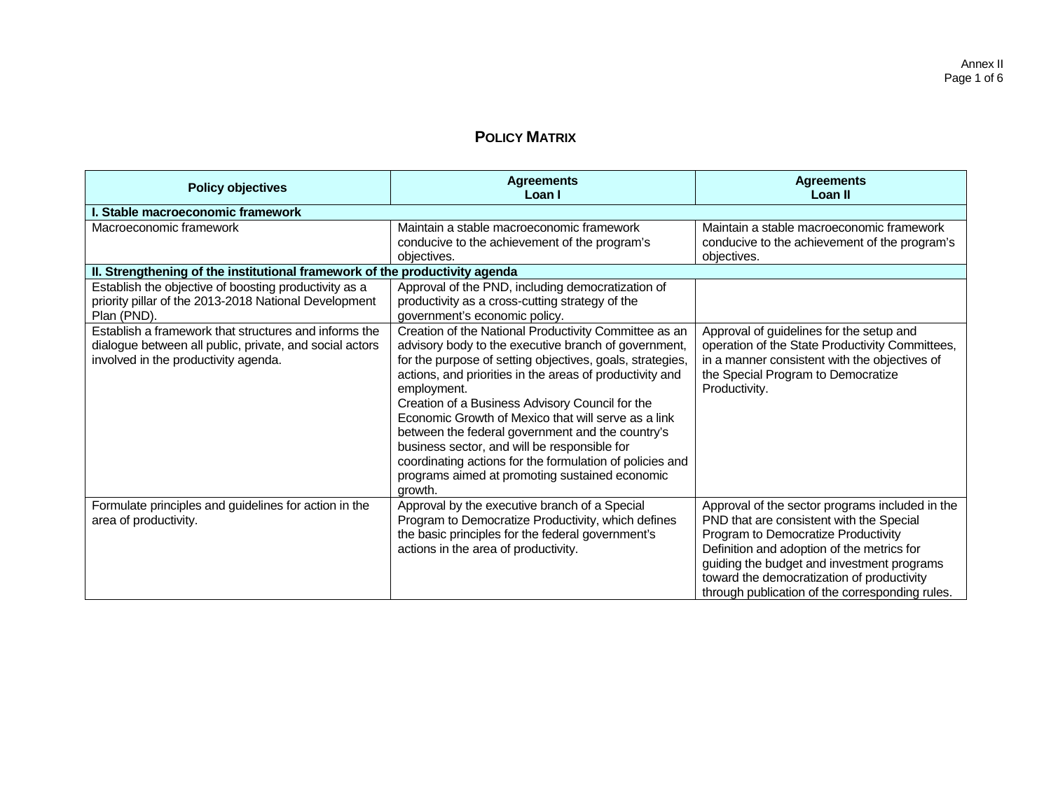## Policy Matrix

| Policy objectives | Agreements Loan I | Agreements Loan II |
|---|---|---|
| **I. Stable macroeconomic framework** | | |
| Macroeconomic framework | Maintain a stable macroeconomic framework conducive to the achievement of the program's objectives. | Maintain a stable macroeconomic framework conducive to the achievement of the program's objectives. |
| **II. Strengthening of the institutional framework of the productivity agenda** | | |
| Establish the objective of boosting productivity as a priority pillar of the 2013-2018 National Development Plan (PND). | Approval of the PND, including democratization of productivity as a cross-cutting strategy of the government's economic policy. | |
| Establish a framework that structures and informs the dialogue between all public, private, and social actors involved in the productivity agenda. | Creation of the National Productivity Committee as an advisory body to the executive branch of government, for the purpose of setting objectives, goals, strategies, actions, and priorities in the areas of productivity and employment.<br>Creation of a Business Advisory Council for the Economic Growth of Mexico that will serve as a link between the federal government and the country's business sector, and will be responsible for coordinating actions for the formulation of policies and programs aimed at promoting sustained economic growth. | Approval of guidelines for the setup and operation of the State Productivity Committees, in a manner consistent with the objectives of the Special Program to Democratize Productivity. |
| Formulate principles and guidelines for action in the area of productivity. | Approval by the executive branch of a Special Program to Democratize Productivity, which defines the basic principles for the federal government's actions in the area of productivity. | Approval of the sector programs included in the PND that are consistent with the Special Program to Democratize Productivity<br>Definition and adoption of the metrics for guiding the budget and investment programs toward the democratization of productivity through publication of the corresponding rules. |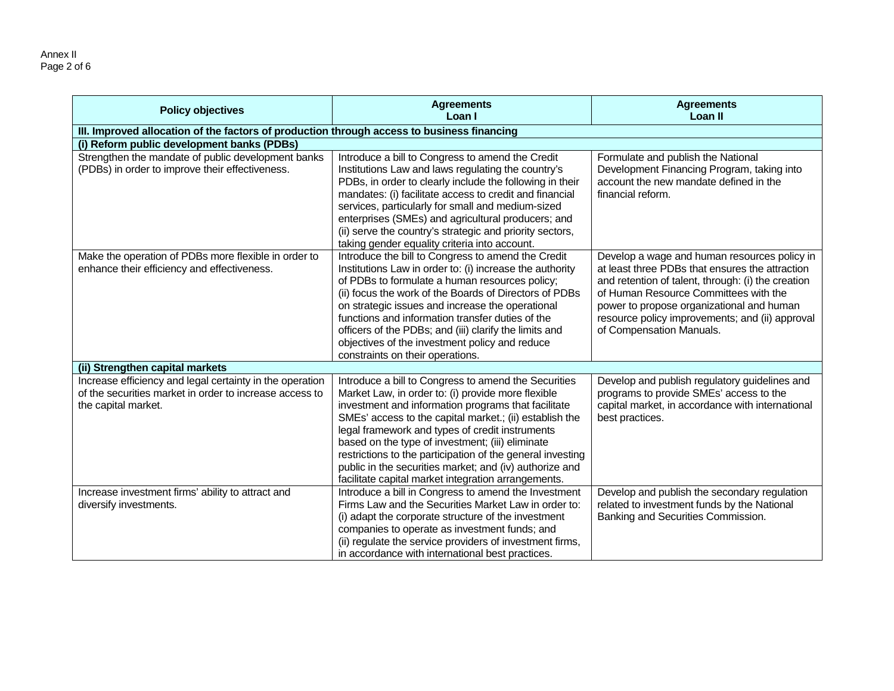| Policy objectives | Agreements Loan I | Agreements Loan II |
|---|---|---|
| **III. Improved allocation of the factors of production through access to business financing** | | |
| **(i) Reform public development banks (PDBs)** | | |
| Strengthen the mandate of public development banks (PDBs) in order to improve their effectiveness. | Introduce a bill to Congress to amend the Credit Institutions Law and laws regulating the country's PDBs, in order to clearly include the following in their mandates: (i) facilitate access to credit and financial services, particularly for small and medium-sized enterprises (SMEs) and agricultural producers; and (ii) serve the country's strategic and priority sectors, taking gender equality criteria into account. | Formulate and publish the National Development Financing Program, taking into account the new mandate defined in the financial reform. |
| Make the operation of PDBs more flexible in order to enhance their efficiency and effectiveness. | Introduce the bill to Congress to amend the Credit Institutions Law in order to: (i) increase the authority of PDBs to formulate a human resources policy; (ii) focus the work of the Boards of Directors of PDBs on strategic issues and increase the operational functions and information transfer duties of the officers of the PDBs; and (iii) clarify the limits and objectives of the investment policy and reduce constraints on their operations. | Develop a wage and human resources policy in at least three PDBs that ensures the attraction and retention of talent, through: (i) the creation of Human Resource Committees with the power to propose organizational and human resource policy improvements; and (ii) approval of Compensation Manuals. |
| **(ii) Strengthen capital markets** | | |
| Increase efficiency and legal certainty in the operation of the securities market in order to increase access to the capital market. | Introduce a bill to Congress to amend the Securities Market Law, in order to: (i) provide more flexible investment and information programs that facilitate SMEs' access to the capital market.; (ii) establish the legal framework and types of credit instruments based on the type of investment; (iii) eliminate restrictions to the participation of the general investing public in the securities market; and (iv) authorize and facilitate capital market integration arrangements. | Develop and publish regulatory guidelines and programs to provide SMEs' access to the capital market, in accordance with international best practices. |
| Increase investment firms' ability to attract and diversify investments. | Introduce a bill in Congress to amend the Investment Firms Law and the Securities Market Law in order to: (i) adapt the corporate structure of the investment companies to operate as investment funds; and (ii) regulate the service providers of investment firms, in accordance with international best practices. | Develop and publish the secondary regulation related to investment funds by the National Banking and Securities Commission. |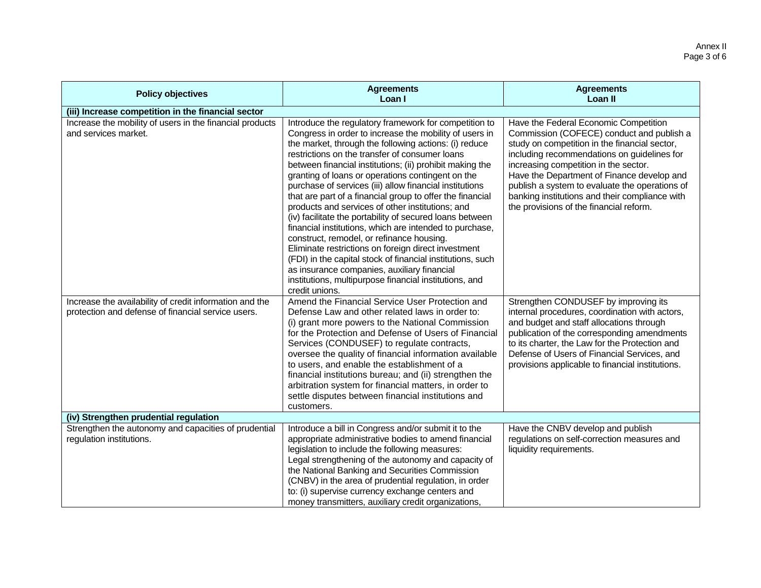| Policy objectives | Agreements Loan I | Agreements Loan II |
|---|---|---|
| **(iii) Increase competition in the financial sector** | | |
| Increase the mobility of users in the financial products and services market. | Introduce the regulatory framework for competition to Congress in order to increase the mobility of users in the market, through the following actions: (i) reduce restrictions on the transfer of consumer loans between financial institutions; (ii) prohibit making the granting of loans or operations contingent on the purchase of services (iii) allow financial institutions that are part of a financial group to offer the financial products and services of other institutions; and (iv) facilitate the portability of secured loans between financial institutions, which are intended to purchase, construct, remodel, or refinance housing. Eliminate restrictions on foreign direct investment (FDI) in the capital stock of financial institutions, such as insurance companies, auxiliary financial institutions, multipurpose financial institutions, and credit unions. | Have the Federal Economic Competition Commission (COFECE) conduct and publish a study on competition in the financial sector, including recommendations on guidelines for increasing competition in the sector. Have the Department of Finance develop and publish a system to evaluate the operations of banking institutions and their compliance with the provisions of the financial reform. |
| Increase the availability of credit information and the protection and defense of financial service users. | Amend the Financial Service User Protection and Defense Law and other related laws in order to: (i) grant more powers to the National Commission for the Protection and Defense of Users of Financial Services (CONDUSEF) to regulate contracts, oversee the quality of financial information available to users, and enable the establishment of a financial institutions bureau; and (ii) strengthen the arbitration system for financial matters, in order to settle disputes between financial institutions and customers. | Strengthen CONDUSEF by improving its internal procedures, coordination with actors, and budget and staff allocations through publication of the corresponding amendments to its charter, the Law for the Protection and Defense of Users of Financial Services, and provisions applicable to financial institutions. |
| **(iv) Strengthen prudential regulation** | | |
| Strengthen the autonomy and capacities of prudential regulation institutions. | Introduce a bill in Congress and/or submit it to the appropriate administrative bodies to amend financial legislation to include the following measures: Legal strengthening of the autonomy and capacity of the National Banking and Securities Commission (CNBV) in the area of prudential regulation, in order to: (i) supervise currency exchange centers and money transmitters, auxiliary credit organizations, | Have the CNBV develop and publish regulations on self-correction measures and liquidity requirements. |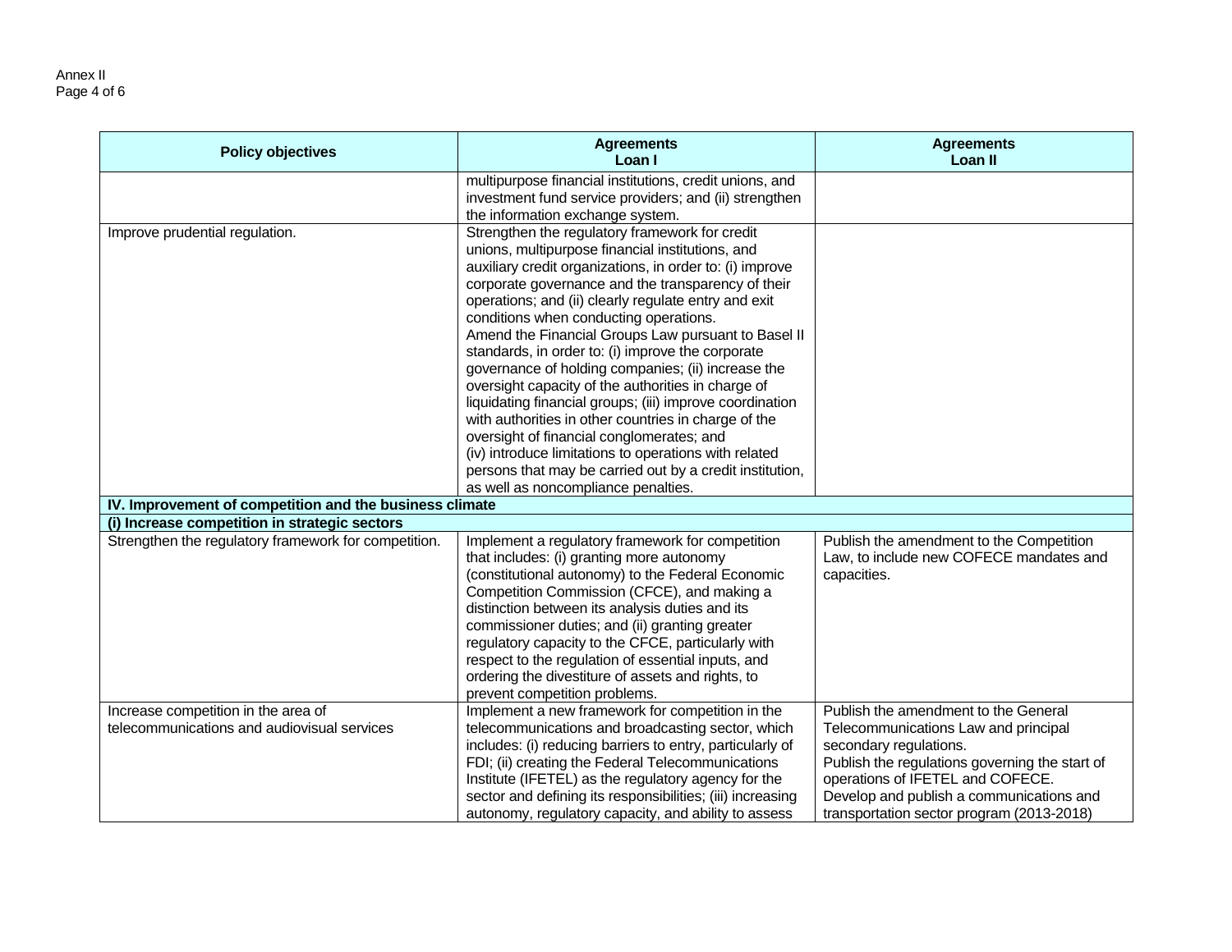| Policy objectives | Agreements Loan I | Agreements Loan II |
|---|---|---|
| | multipurpose financial institutions, credit unions, and investment fund service providers; and (ii) strengthen the information exchange system. | |
| Improve prudential regulation. | Strengthen the regulatory framework for credit unions, multipurpose financial institutions, and auxiliary credit organizations, in order to: (i) improve corporate governance and the transparency of their operations; and (ii) clearly regulate entry and exit conditions when conducting operations.<br>Amend the Financial Groups Law pursuant to Basel II standards, in order to: (i) improve the corporate governance of holding companies; (ii) increase the oversight capacity of the authorities in charge of liquidating financial groups; (iii) improve coordination with authorities in other countries in charge of the oversight of financial conglomerates; and (iv) introduce limitations to operations with related persons that may be carried out by a credit institution, as well as noncompliance penalties. | |
| **IV. Improvement of competition and the business climate** | | |
| **(i) Increase competition in strategic sectors** | | |
| Strengthen the regulatory framework for competition. | Implement a regulatory framework for competition that includes: (i) granting more autonomy (constitutional autonomy) to the Federal Economic Competition Commission (CFCE), and making a distinction between its analysis duties and its commissioner duties; and (ii) granting greater regulatory capacity to the CFCE, particularly with respect to the regulation of essential inputs, and ordering the divestiture of assets and rights, to prevent competition problems. | Publish the amendment to the Competition Law, to include new COFECE mandates and capacities. |
| Increase competition in the area of telecommunications and audiovisual services | Implement a new framework for competition in the telecommunications and broadcasting sector, which includes: (i) reducing barriers to entry, particularly of FDI; (ii) creating the Federal Telecommunications Institute (IFETEL) as the regulatory agency for the sector and defining its responsibilities; (iii) increasing autonomy, regulatory capacity, and ability to assess | Publish the amendment to the General Telecommunications Law and principal secondary regulations.<br>Publish the regulations governing the start of operations of IFETEL and COFECE.<br>Develop and publish a communications and transportation sector program (2013-2018) |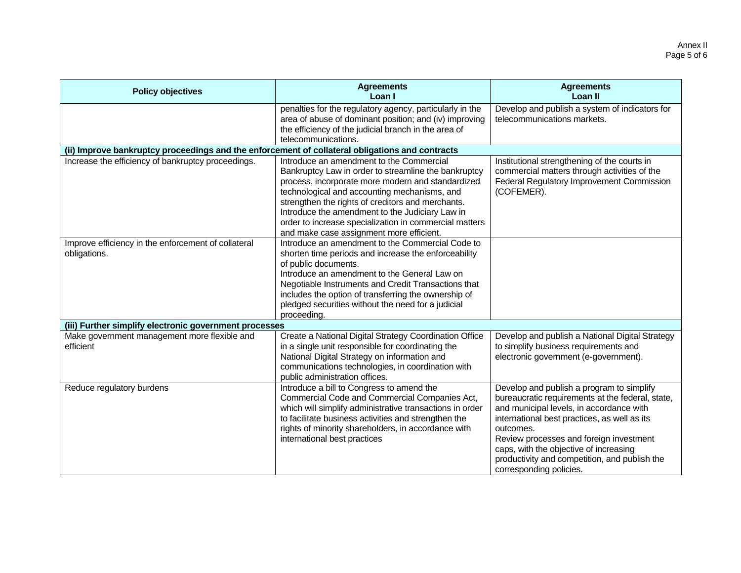| Policy objectives | Agreements Loan I | Agreements Loan II |
|---|---|---|
| | penalties for the regulatory agency, particularly in the area of abuse of dominant position; and (iv) improving the efficiency of the judicial branch in the area of telecommunications. | Develop and publish a system of indicators for telecommunications markets. |
| **(ii) Improve bankruptcy proceedings and the enforcement of collateral obligations and contracts** | | |
| Increase the efficiency of bankruptcy proceedings. | Introduce an amendment to the Commercial Bankruptcy Law in order to streamline the bankruptcy process, incorporate more modern and standardized technological and accounting mechanisms, and strengthen the rights of creditors and merchants.<br>Introduce the amendment to the Judiciary Law in order to increase specialization in commercial matters and make case assignment more efficient. | Institutional strengthening of the courts in commercial matters through activities of the Federal Regulatory Improvement Commission (COFEMER). |
| Improve efficiency in the enforcement of collateral obligations. | Introduce an amendment to the Commercial Code to shorten time periods and increase the enforceability of public documents.<br>Introduce an amendment to the General Law on Negotiable Instruments and Credit Transactions that includes the option of transferring the ownership of pledged securities without the need for a judicial proceeding. | |
| **(iii) Further simplify electronic government processes** | | |
| Make government management more flexible and efficient | Create a National Digital Strategy Coordination Office in a single unit responsible for coordinating the National Digital Strategy on information and communications technologies, in coordination with public administration offices. | Develop and publish a National Digital Strategy to simplify business requirements and electronic government (e-government). |
| Reduce regulatory burdens | Introduce a bill to Congress to amend the Commercial Code and Commercial Companies Act, which will simplify administrative transactions in order to facilitate business activities and strengthen the rights of minority shareholders, in accordance with international best practices | Develop and publish a program to simplify bureaucratic requirements at the federal, state, and municipal levels, in accordance with international best practices, as well as its outcomes.<br>Review processes and foreign investment caps, with the objective of increasing productivity and competition, and publish the corresponding policies. |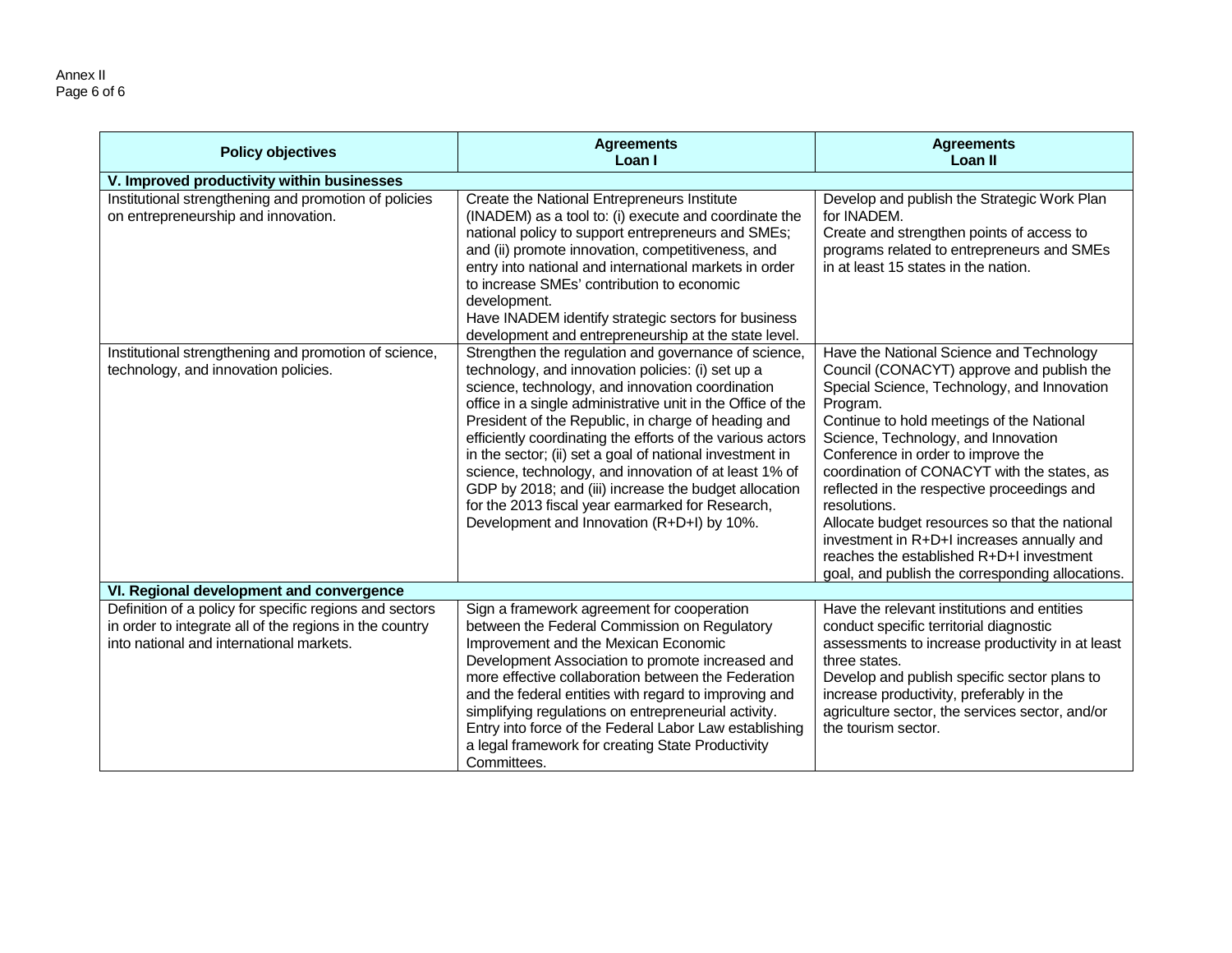| Policy objectives | Agreements Loan I | Agreements Loan II |
|---|---|---|
| **V. Improved productivity within businesses** | | |
| Institutional strengthening and promotion of policies on entrepreneurship and innovation. | Create the National Entrepreneurs Institute (INADEM) as a tool to: (i) execute and coordinate the national policy to support entrepreneurs and SMEs; and (ii) promote innovation, competitiveness, and entry into national and international markets in order to increase SMEs' contribution to economic development.<br>Have INADEM identify strategic sectors for business development and entrepreneurship at the state level. | Develop and publish the Strategic Work Plan for INADEM.<br>Create and strengthen points of access to programs related to entrepreneurs and SMEs in at least 15 states in the nation. |
| Institutional strengthening and promotion of science, technology, and innovation policies. | Strengthen the regulation and governance of science, technology, and innovation policies: (i) set up a science, technology, and innovation coordination office in a single administrative unit in the Office of the President of the Republic, in charge of heading and efficiently coordinating the efforts of the various actors in the sector; (ii) set a goal of national investment in science, technology, and innovation of at least 1% of GDP by 2018; and (iii) increase the budget allocation for the 2013 fiscal year earmarked for Research, Development and Innovation (R+D+I) by 10%. | Have the National Science and Technology Council (CONACYT) approve and publish the Special Science, Technology, and Innovation Program.<br>Continue to hold meetings of the National Science, Technology, and Innovation Conference in order to improve the coordination of CONACYT with the states, as reflected in the respective proceedings and resolutions.<br>Allocate budget resources so that the national investment in R+D+I increases annually and reaches the established R+D+I investment goal, and publish the corresponding allocations. |
| **VI. Regional development and convergence** | | |
| Definition of a policy for specific regions and sectors in order to integrate all of the regions in the country into national and international markets. | Sign a framework agreement for cooperation between the Federal Commission on Regulatory Improvement and the Mexican Economic Development Association to promote increased and more effective collaboration between the Federation and the federal entities with regard to improving and simplifying regulations on entrepreneurial activity.<br>Entry into force of the Federal Labor Law establishing a legal framework for creating State Productivity Committees. | Have the relevant institutions and entities conduct specific territorial diagnostic assessments to increase productivity in at least three states.<br>Develop and publish specific sector plans to increase productivity, preferably in the agriculture sector, the services sector, and/or the tourism sector. |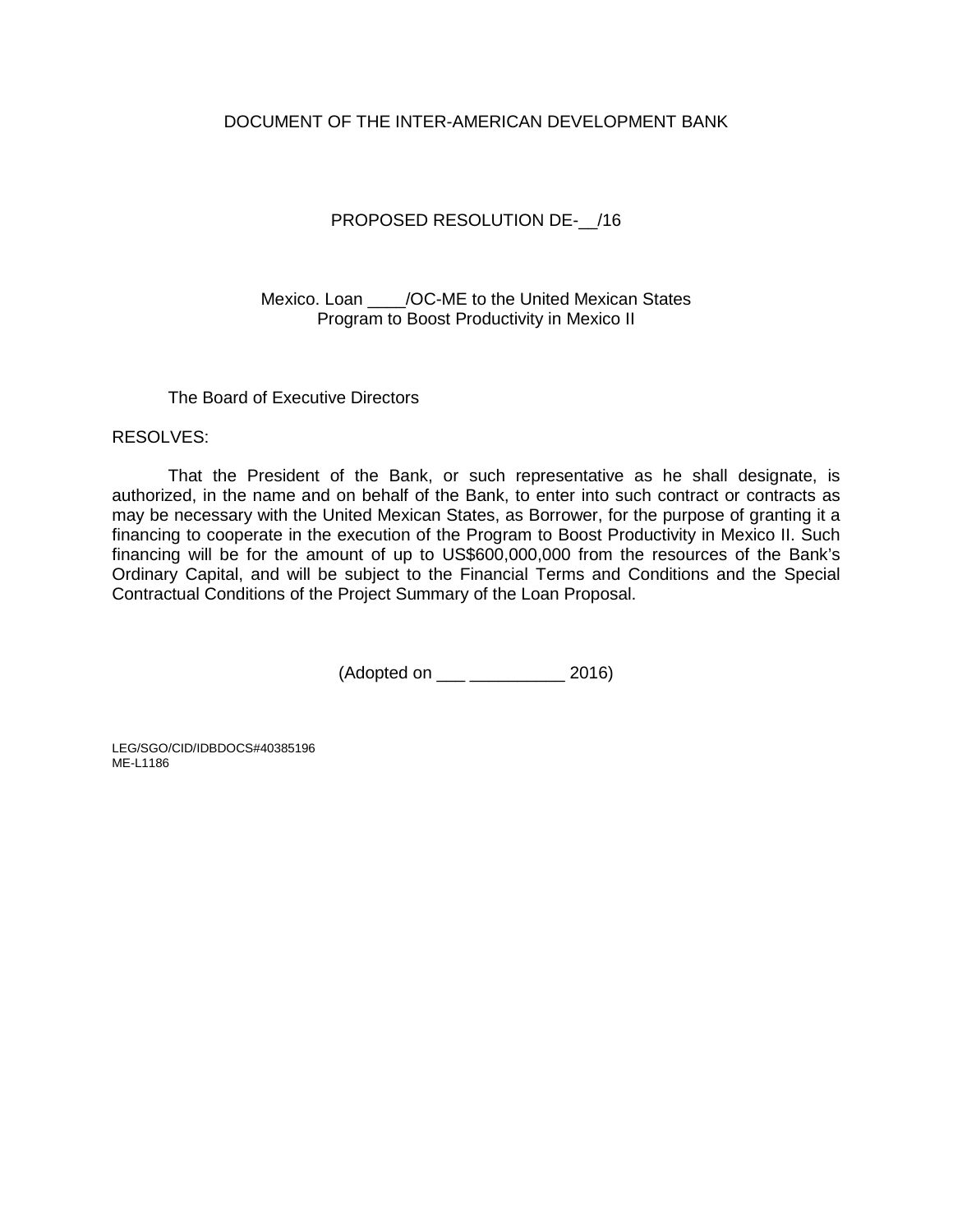DOCUMENT OF THE INTER-AMERICAN DEVELOPMENT BANK

PROPOSED RESOLUTION DE-__/16

Mexico. Loan ____/OC-ME to the United Mexican States
Program to Boost Productivity in Mexico II

The Board of Executive Directors

RESOLVES:

That the President of the Bank, or such representative as he shall designate, is authorized, in the name and on behalf of the Bank, to enter into such contract or contracts as may be necessary with the United Mexican States, as Borrower, for the purpose of granting it a financing to cooperate in the execution of the Program to Boost Productivity in Mexico II. Such financing will be for the amount of up to US$600,000,000 from the resources of the Bank's Ordinary Capital, and will be subject to the Financial Terms and Conditions and the Special Contractual Conditions of the Project Summary of the Loan Proposal.

(Adopted on ___ __________ 2016)

LEG/SGO/CID/IDBDOCS#40385196
ME-L1186